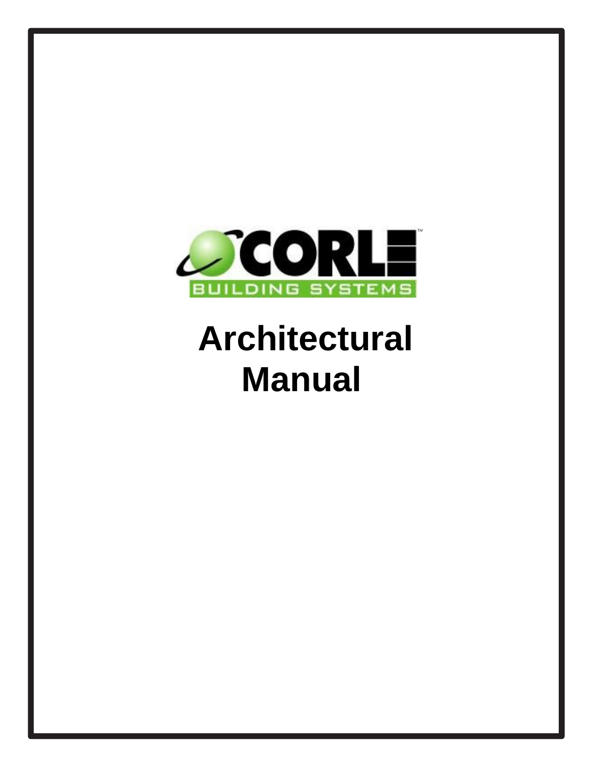CORLE™

BUILDING SYSTEMS

# Architectural Manual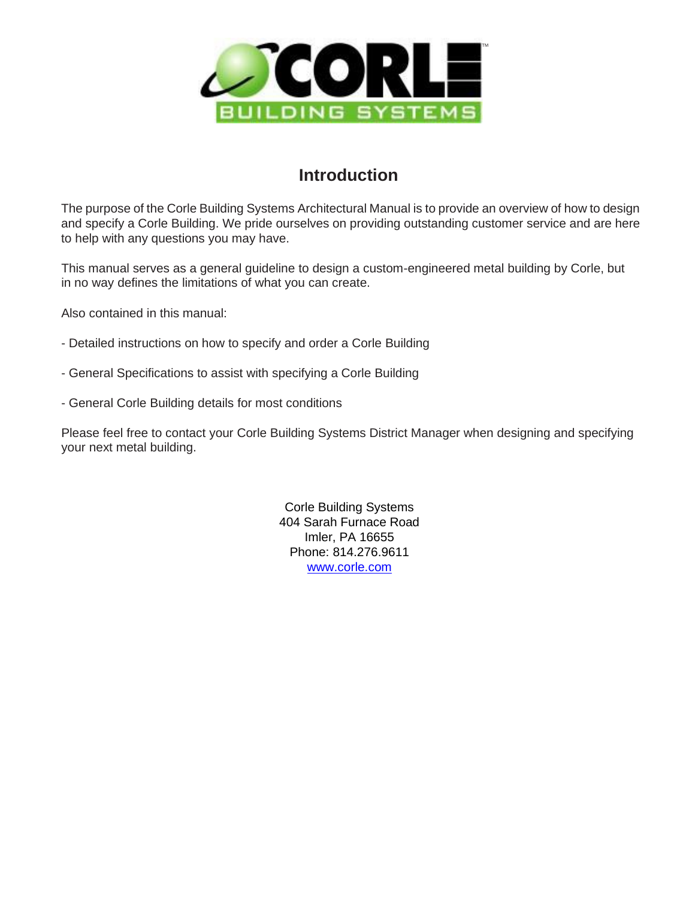# Introduction

The purpose of the Corle Building Systems Architectural Manual is to provide an overview of how to design and specify a Corle Building. We pride ourselves on providing outstanding customer service and are here to help with any questions you may have.

This manual serves as a general guideline to design a custom-engineered metal building by Corle, but in no way defines the limitations of what you can create.

Also contained in this manual:

- Detailed instructions on how to specify and order a Corle Building

- General Specifications to assist with specifying a Corle Building

- General Corle Building details for most conditions

Please feel free to contact your Corle Building Systems District Manager when designing and specifying your next metal building.

Corle Building Systems
404 Sarah Furnace Road
Imler, PA 16655
Phone: 814.276.9611
[www.corle.com](http://www.corle.com)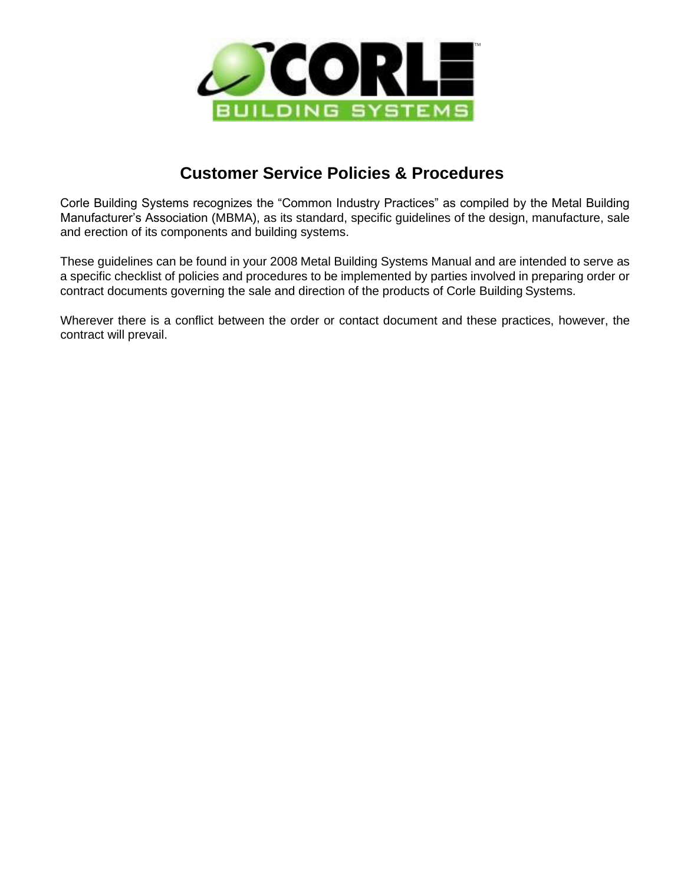# Customer Service Policies & Procedures

Corle Building Systems recognizes the "Common Industry Practices" as compiled by the Metal Building Manufacturer's Association (MBMA), as its standard, specific guidelines of the design, manufacture, sale and erection of its components and building systems.

These guidelines can be found in your 2008 Metal Building Systems Manual and are intended to serve as a specific checklist of policies and procedures to be implemented by parties involved in preparing order or contract documents governing the sale and direction of the products of Corle Building Systems.

Wherever there is a conflict between the order or contact document and these practices, however, the contract will prevail.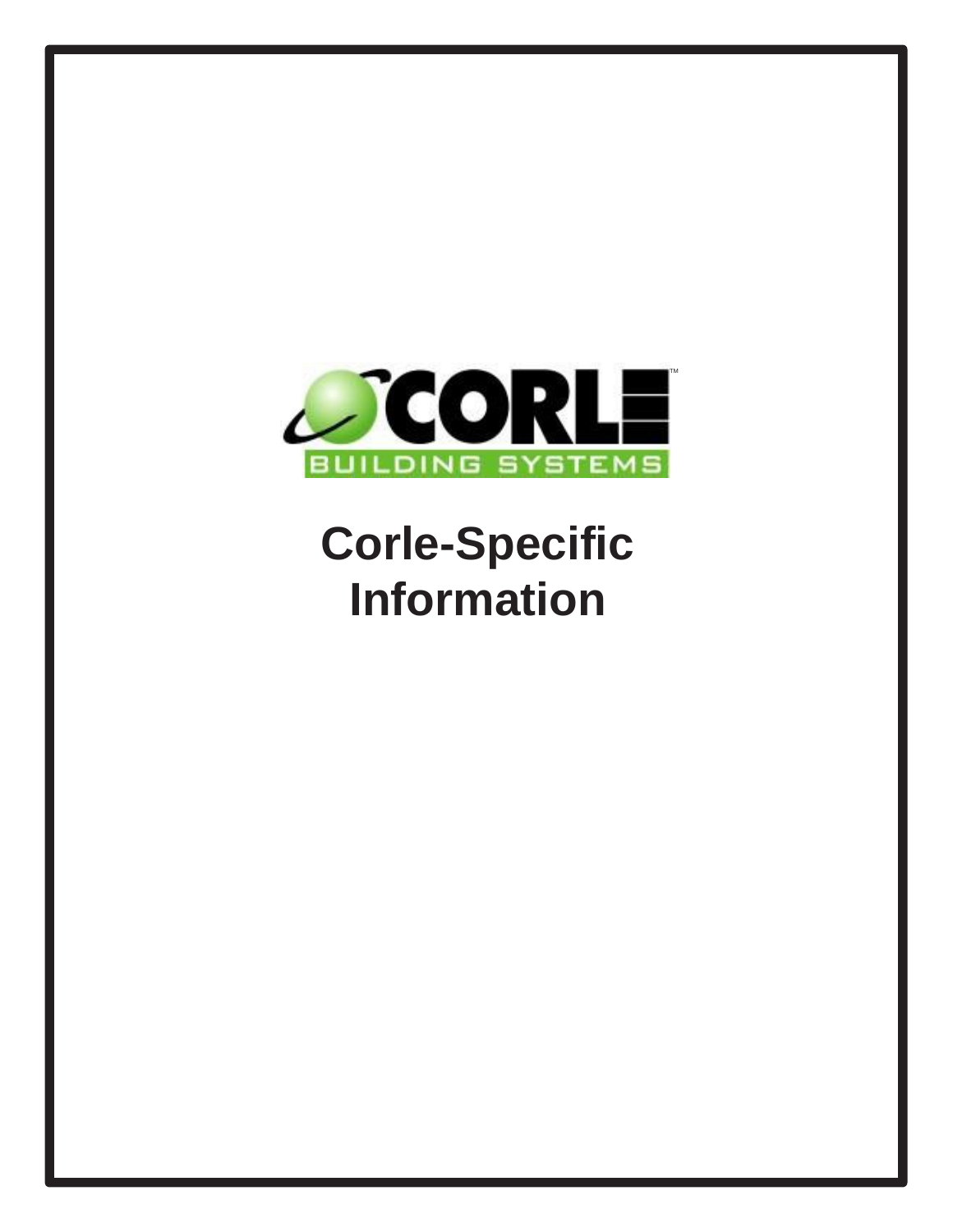CORLE™

BUILDING SYSTEMS

# Corle-Specific Information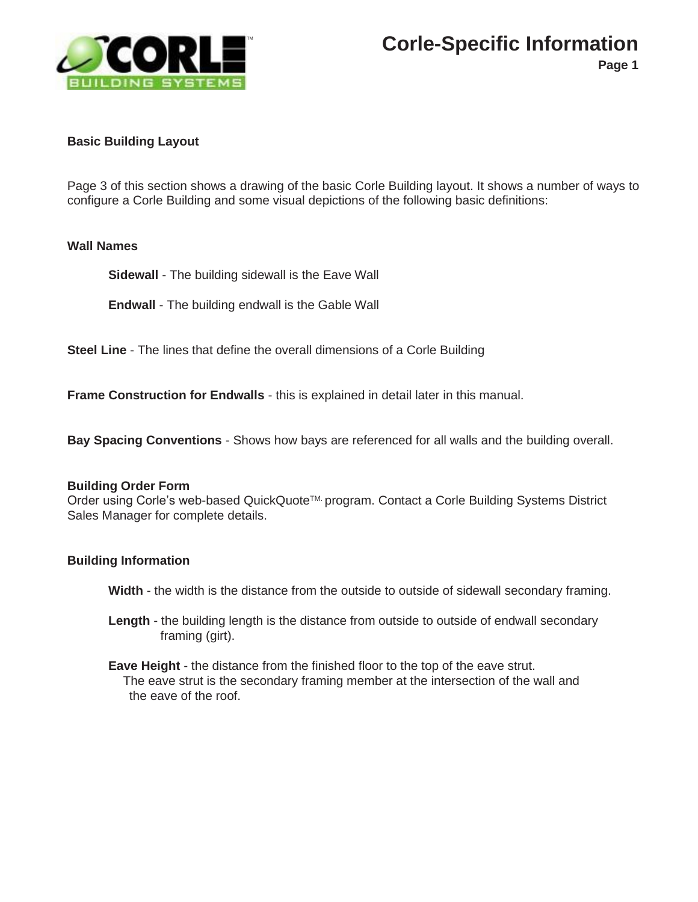# Corle-Specific Information

**Basic Building Layout**

Page 3 of this section shows a drawing of the basic Corle Building layout. It shows a number of ways to configure a Corle Building and some visual depictions of the following basic definitions:

**Wall Names**

- **Sidewall** - The building sidewall is the Eave Wall
- **Endwall** - The building endwall is the Gable Wall

**Steel Line** - The lines that define the overall dimensions of a Corle Building

**Frame Construction for Endwalls** - this is explained in detail later in this manual.

**Bay Spacing Conventions** - Shows how bays are referenced for all walls and the building overall.

**Building Order Form**
Order using Corle's web-based QuickQuote™. program. Contact a Corle Building Systems District Sales Manager for complete details.

**Building Information**

- **Width** - the width is the distance from the outside to outside of sidewall secondary framing.
- **Length** - the building length is the distance from outside to outside of endwall secondary framing (girt).
- **Eave Height** - the distance from the finished floor to the top of the eave strut. The eave strut is the secondary framing member at the intersection of the wall and the eave of the roof.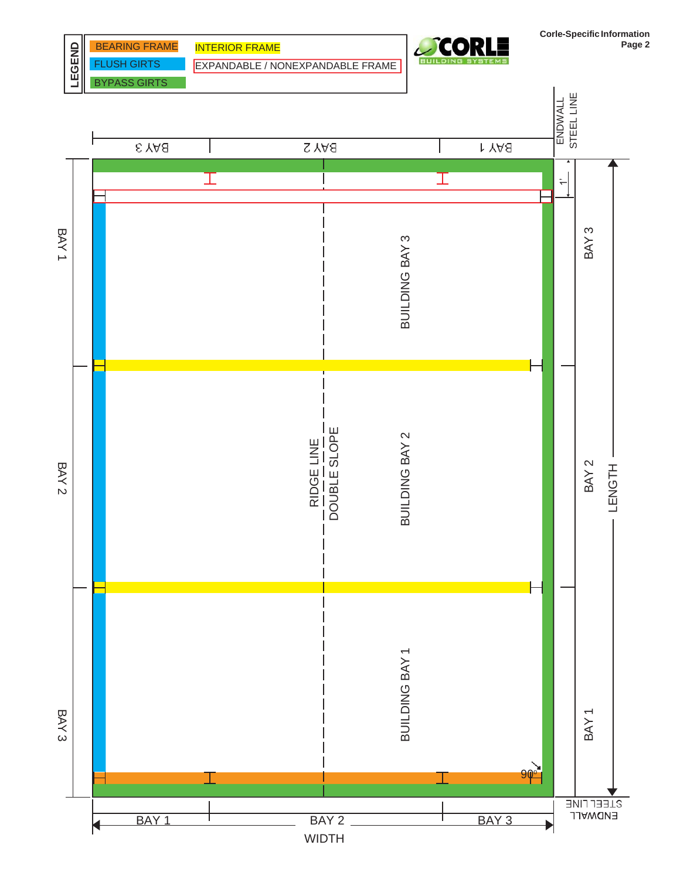Corle-Specific Information
Page 2

**LEGEND**

- BEARING FRAME
- FLUSH GIRTS
- BYPASS GIRTS
- INTERIOR FRAME
- EXPANDABLE / NONEXPANDABLE FRAME

CORLE BUILDING SYSTEMS

ENDWALL STEEL LINE

BAY 3 | BAY 2 | BAY 1

1'

BUILDING BAY 3

BAY 1

BAY 3

RIDGE LINE
DOUBLE SLOPE

BUILDING BAY 2

BAY 2

BAY 2

LENGTH

BUILDING BAY 1

BAY 3

BAY 1

90°

ENDWALL STEEL LINE

BAY 1 | BAY 2 | BAY 3

WIDTH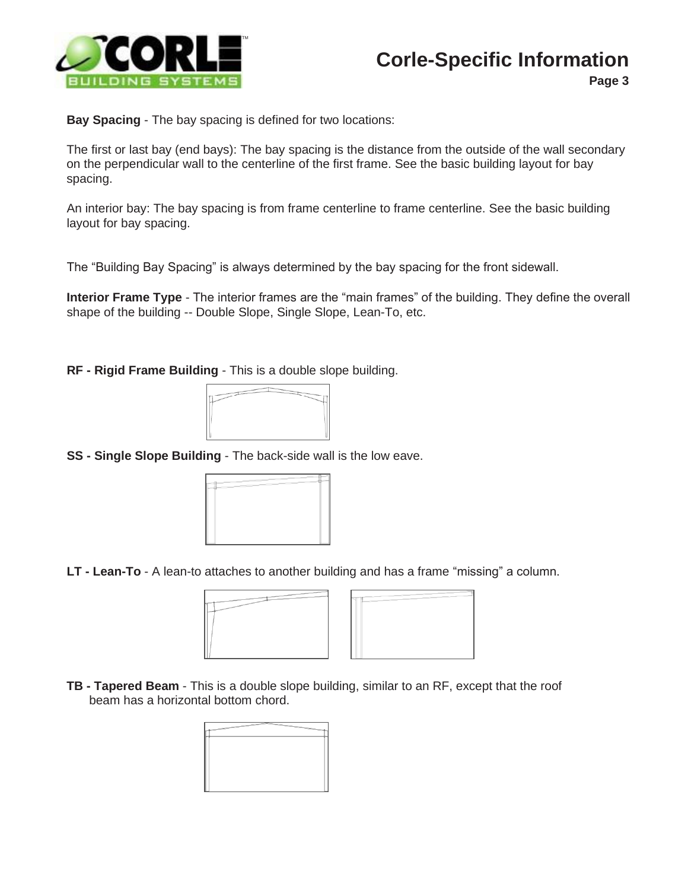**Bay Spacing** - The bay spacing is defined for two locations:

The first or last bay (end bays): The bay spacing is the distance from the outside of the wall secondary on the perpendicular wall to the centerline of the first frame. See the basic building layout for bay spacing.

An interior bay: The bay spacing is from frame centerline to frame centerline. See the basic building layout for bay spacing.

The “Building Bay Spacing” is always determined by the bay spacing for the front sidewall.

**Interior Frame Type** - The interior frames are the “main frames” of the building. They define the overall shape of the building -- Double Slope, Single Slope, Lean-To, etc.

**RF - Rigid Frame Building** - This is a double slope building.

**SS - Single Slope Building** - The back-side wall is the low eave.

**LT - Lean-To** - A lean-to attaches to another building and has a frame “missing” a column.

**TB - Tapered Beam** - This is a double slope building, similar to an RF, except that the roof beam has a horizontal bottom chord.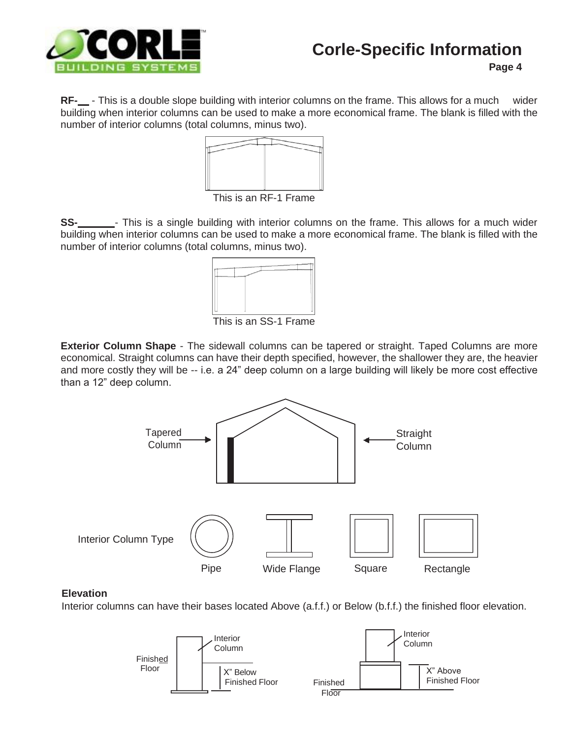**RF-\_\_** - This is a double slope building with interior columns on the frame. This allows for a much wider building when interior columns can be used to make a more economical frame. The blank is filled with the number of interior columns (total columns, minus two).

This is an RF-1 Frame

**SS-\_\_\_\_\_\_\_**- This is a single building with interior columns on the frame. This allows for a much wider building when interior columns can be used to make a more economical frame. The blank is filled with the number of interior columns (total columns, minus two).

This is an SS-1 Frame

**Exterior Column Shape** - The sidewall columns can be tapered or straight. Taped Columns are more economical. Straight columns can have their depth specified, however, the shallower they are, the heavier and more costly they will be -- i.e. a 24" deep column on a large building will likely be more cost effective than a 12" deep column.

Tapered Column

Straight Column

Interior Column Type

Pipe

Wide Flange

Square

Rectangle

**Elevation**

Interior columns can have their bases located Above (a.f.f.) or Below (b.f.f.) the finished floor elevation.

Finished Floor

Interior Column

X" Below Finished Floor

Interior Column

X" Above Finished Floor

Finished Floor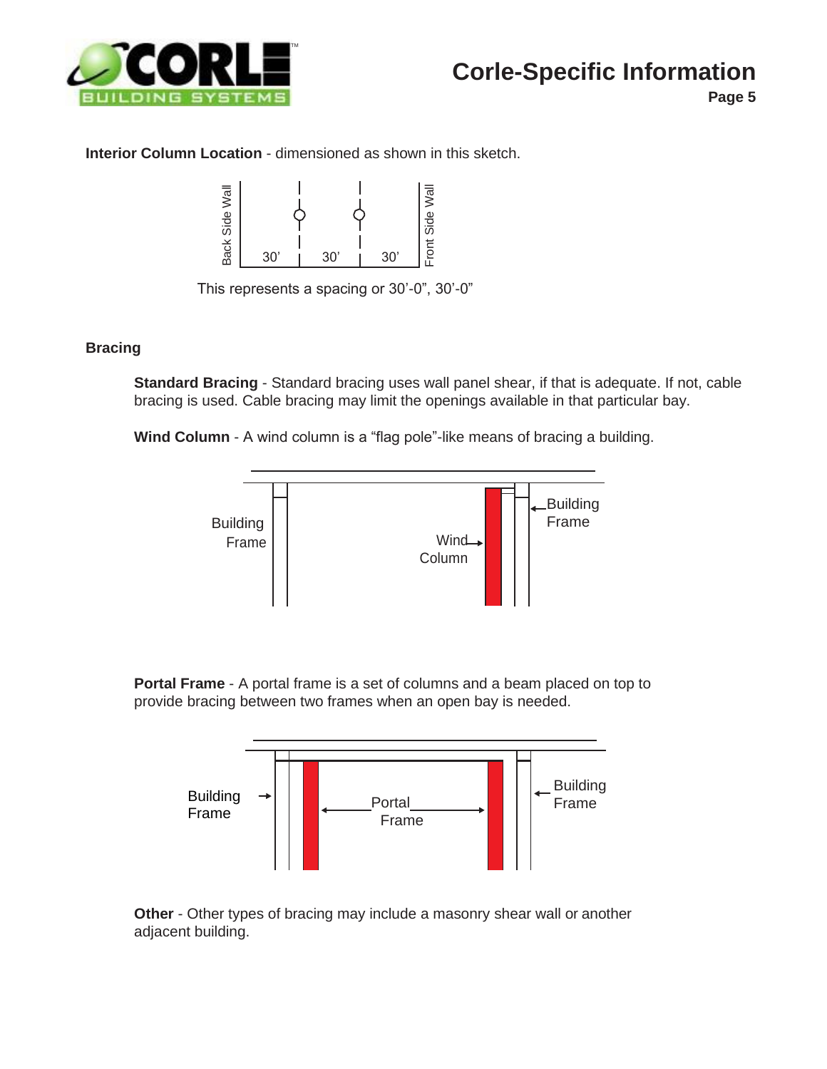## Corle-Specific Information

**Interior Column Location** - dimensioned as shown in this sketch.

Back Side Wall 30' 30' 30' Front Side Wall

This represents a spacing or 30'-0", 30'-0"

### Bracing

**Standard Bracing** - Standard bracing uses wall panel shear, if that is adequate. If not, cable bracing is used. Cable bracing may limit the openings available in that particular bay.

**Wind Column** - A wind column is a "flag pole"-like means of bracing a building.

Building Frame | Wind Column | Building Frame

**Portal Frame** - A portal frame is a set of columns and a beam placed on top to provide bracing between two frames when an open bay is needed.

Building Frame | Portal Frame | Building Frame

**Other** - Other types of bracing may include a masonry shear wall or another adjacent building.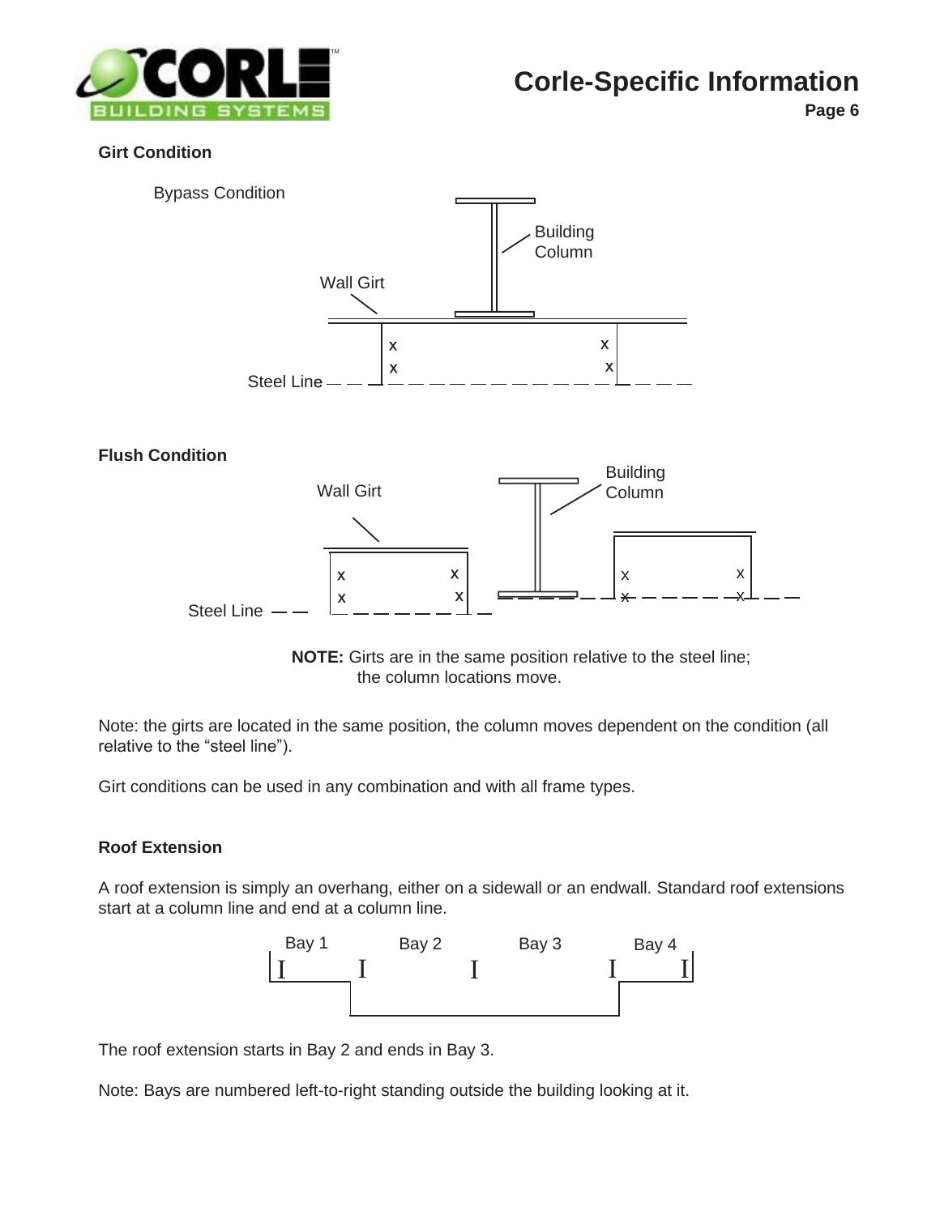## Girt Condition

Bypass Condition

Building Column

Wall Girt

Steel Line

**Flush Condition**

Wall Girt

Building Column

Steel Line

**NOTE:** Girts are in the same position relative to the steel line; the column locations move.

Note: the girts are located in the same position, the column moves dependent on the condition (all relative to the “steel line”).

Girt conditions can be used in any combination and with all frame types.

## Roof Extension

A roof extension is simply an overhang, either on a sidewall or an endwall. Standard roof extensions start at a column line and end at a column line.

Bay 1 Bay 2 Bay 3 Bay 4

The roof extension starts in Bay 2 and ends in Bay 3.

Note: Bays are numbered left-to-right standing outside the building looking at it.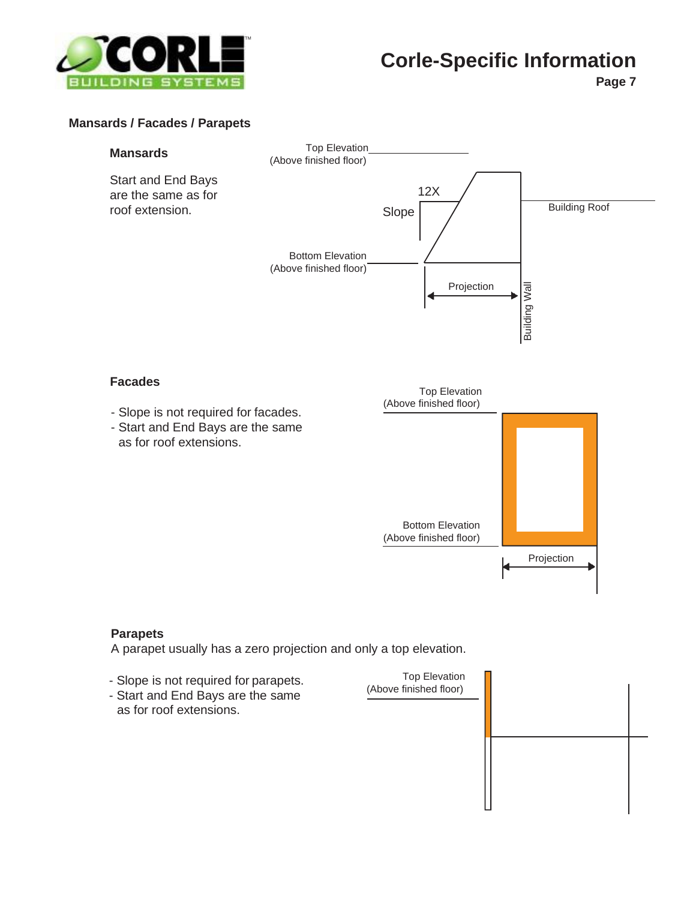## Mansards / Facades / Parapets

### Mansards

Start and End Bays are the same as for roof extension.

Top Elevation (Above finished floor)

12X

Slope

Building Roof

Bottom Elevation (Above finished floor)

Projection

Building Wall

### Facades

- Slope is not required for facades.
- Start and End Bays are the same as for roof extensions.

Top Elevation (Above finished floor)

Bottom Elevation (Above finished floor)

Projection

### Parapets

A parapet usually has a zero projection and only a top elevation.

- Slope is not required for parapets.
- Start and End Bays are the same as for roof extensions.

Top Elevation (Above finished floor)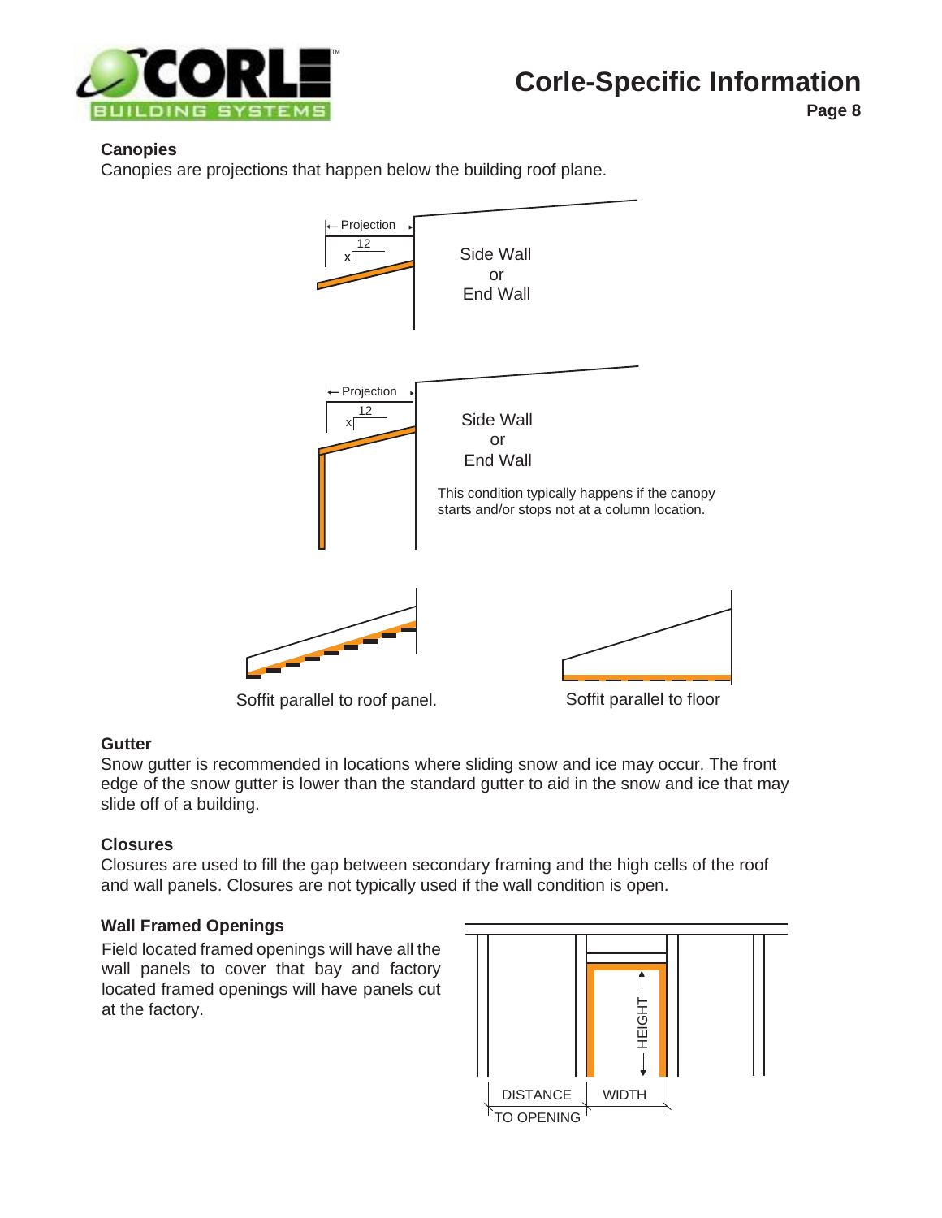## Canopies

Canopies are projections that happen below the building roof plane.

Projection

12

x

Side Wall
or
End Wall

Projection

12

x

Side Wall
or
End Wall

This condition typically happens if the canopy starts and/or stops not at a column location.

Soffit parallel to roof panel.

Soffit parallel to floor

## Gutter

Snow gutter is recommended in locations where sliding snow and ice may occur. The front edge of the snow gutter is lower than the standard gutter to aid in the snow and ice that may slide off of a building.

## Closures

Closures are used to fill the gap between secondary framing and the high cells of the roof and wall panels. Closures are not typically used if the wall condition is open.

## Wall Framed Openings

Field located framed openings will have all the wall panels to cover that bay and factory located framed openings will have panels cut at the factory.

HEIGHT

DISTANCE TO OPENING

WIDTH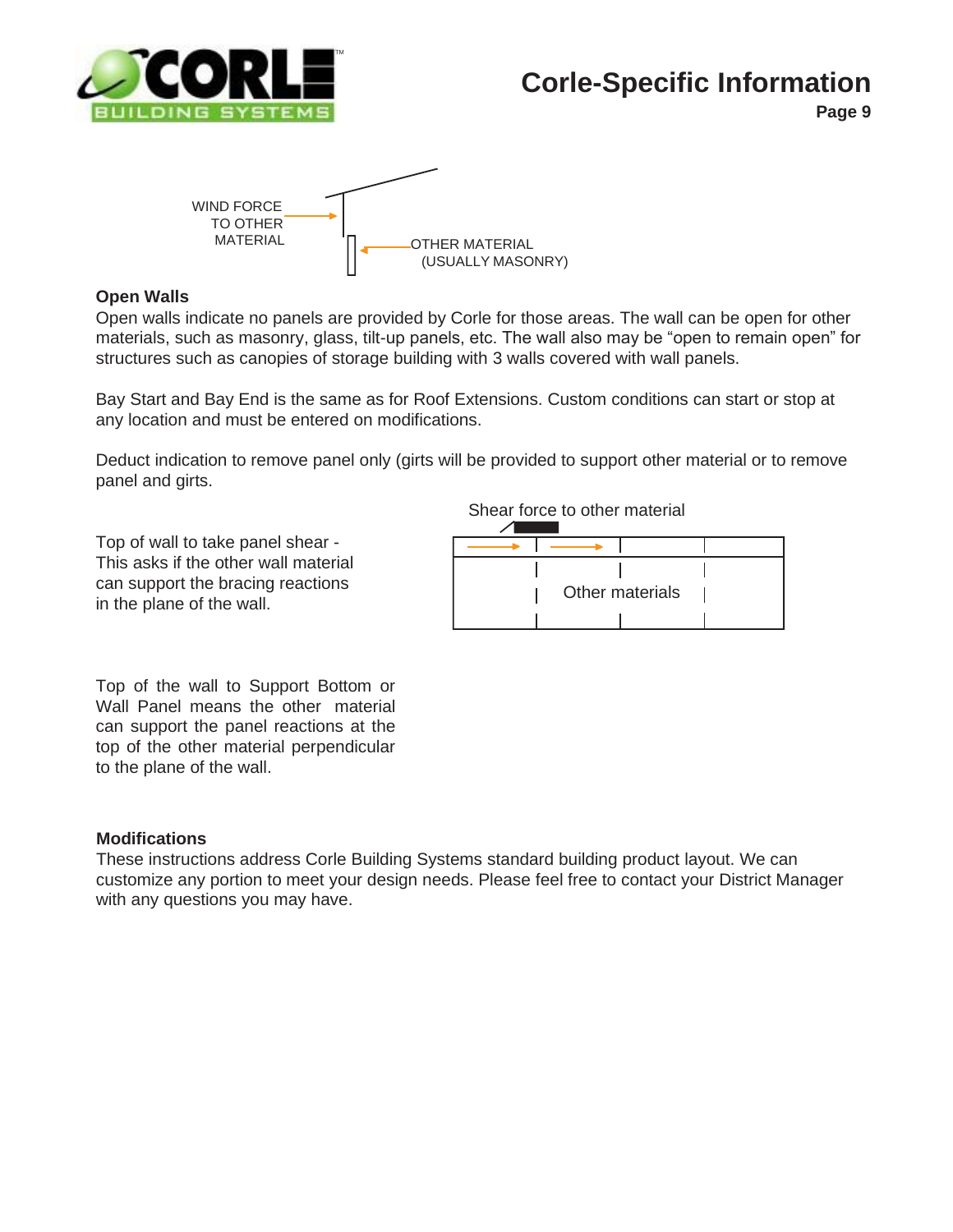WIND FORCE TO OTHER MATERIAL

OTHER MATERIAL (USUALLY MASONRY)

**Open Walls**

Open walls indicate no panels are provided by Corle for those areas. The wall can be open for other materials, such as masonry, glass, tilt-up panels, etc. The wall also may be "open to remain open" for structures such as canopies of storage building with 3 walls covered with wall panels.

Bay Start and Bay End is the same as for Roof Extensions. Custom conditions can start or stop at any location and must be entered on modifications.

Deduct indication to remove panel only (girts will be provided to support other material or to remove panel and girts.

Top of wall to take panel shear - This asks if the other wall material can support the bracing reactions in the plane of the wall.

Shear force to other material

Other materials

Top of the wall to Support Bottom or Wall Panel means the other material can support the panel reactions at the top of the other material perpendicular to the plane of the wall.

**Modifications**

These instructions address Corle Building Systems standard building product layout. We can customize any portion to meet your design needs. Please feel free to contact your District Manager with any questions you may have.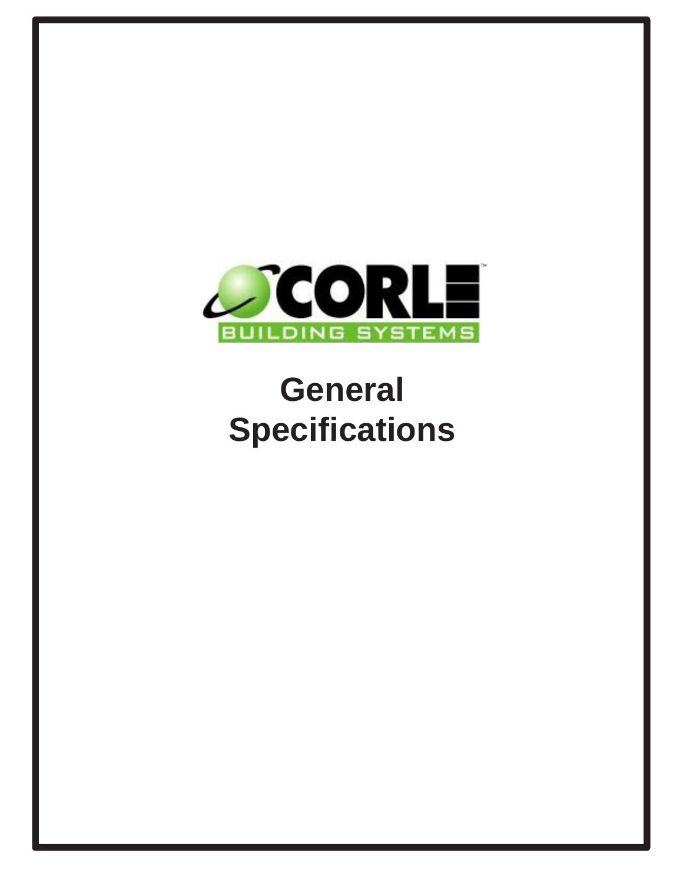CORLE™

BUILDING SYSTEMS

# General Specifications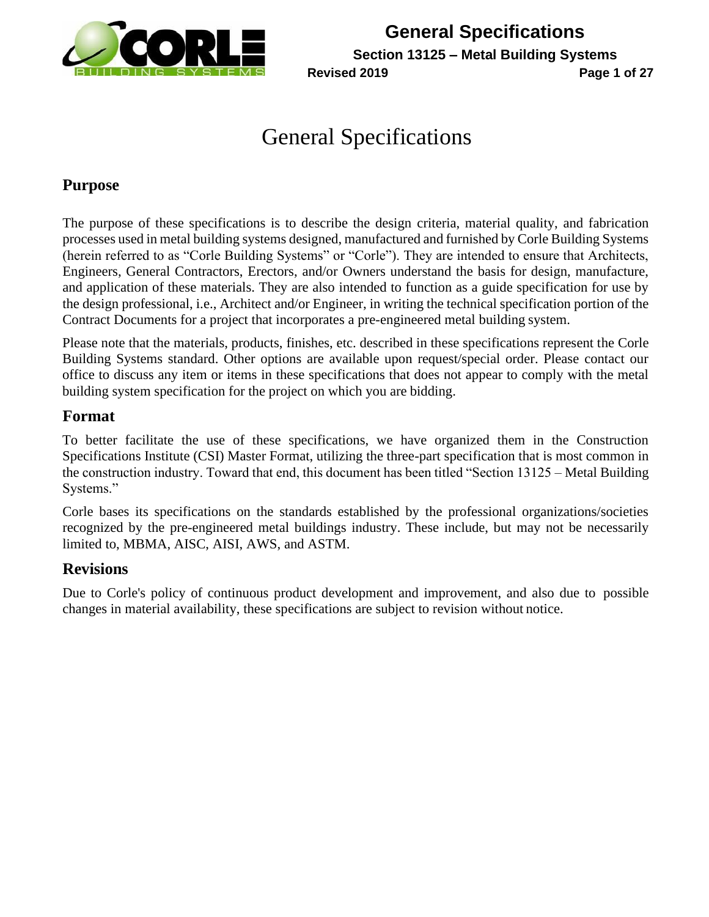# General Specifications

## Purpose

The purpose of these specifications is to describe the design criteria, material quality, and fabrication processes used in metal building systems designed, manufactured and furnished by Corle Building Systems (herein referred to as "Corle Building Systems" or "Corle"). They are intended to ensure that Architects, Engineers, General Contractors, Erectors, and/or Owners understand the basis for design, manufacture, and application of these materials. They are also intended to function as a guide specification for use by the design professional, i.e., Architect and/or Engineer, in writing the technical specification portion of the Contract Documents for a project that incorporates a pre-engineered metal building system.

Please note that the materials, products, finishes, etc. described in these specifications represent the Corle Building Systems standard. Other options are available upon request/special order. Please contact our office to discuss any item or items in these specifications that does not appear to comply with the metal building system specification for the project on which you are bidding.

## Format

To better facilitate the use of these specifications, we have organized them in the Construction Specifications Institute (CSI) Master Format, utilizing the three-part specification that is most common in the construction industry. Toward that end, this document has been titled "Section 13125 – Metal Building Systems."

Corle bases its specifications on the standards established by the professional organizations/societies recognized by the pre-engineered metal buildings industry. These include, but may not be necessarily limited to, MBMA, AISC, AISI, AWS, and ASTM.

## Revisions

Due to Corle's policy of continuous product development and improvement, and also due to possible changes in material availability, these specifications are subject to revision without notice.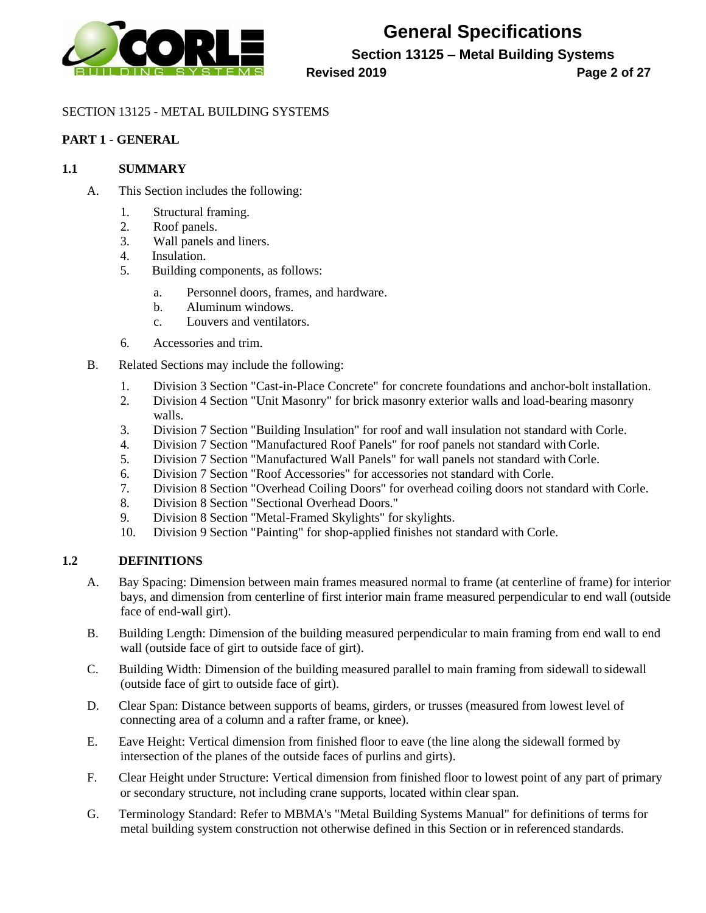SECTION 13125 - METAL BUILDING SYSTEMS

**PART 1 - GENERAL**

## 1.1 SUMMARY

A. This Section includes the following:

1. Structural framing.
2. Roof panels.
3. Wall panels and liners.
4. Insulation.
5. Building components, as follows:

    a. Personnel doors, frames, and hardware.
    b. Aluminum windows.
    c. Louvers and ventilators.

6. Accessories and trim.

B. Related Sections may include the following:

1. Division 3 Section "Cast-in-Place Concrete" for concrete foundations and anchor-bolt installation.
2. Division 4 Section "Unit Masonry" for brick masonry exterior walls and load-bearing masonry walls.
3. Division 7 Section "Building Insulation" for roof and wall insulation not standard with Corle.
4. Division 7 Section "Manufactured Roof Panels" for roof panels not standard with Corle.
5. Division 7 Section "Manufactured Wall Panels" for wall panels not standard with Corle.
6. Division 7 Section "Roof Accessories" for accessories not standard with Corle.
7. Division 8 Section "Overhead Coiling Doors" for overhead coiling doors not standard with Corle.
8. Division 8 Section "Sectional Overhead Doors."
9. Division 8 Section "Metal-Framed Skylights" for skylights.
10. Division 9 Section "Painting" for shop-applied finishes not standard with Corle.

## 1.2 DEFINITIONS

A. Bay Spacing: Dimension between main frames measured normal to frame (at centerline of frame) for interior bays, and dimension from centerline of first interior main frame measured perpendicular to end wall (outside face of end-wall girt).

B. Building Length: Dimension of the building measured perpendicular to main framing from end wall to end wall (outside face of girt to outside face of girt).

C. Building Width: Dimension of the building measured parallel to main framing from sidewall to sidewall (outside face of girt to outside face of girt).

D. Clear Span: Distance between supports of beams, girders, or trusses (measured from lowest level of connecting area of a column and a rafter frame, or knee).

E. Eave Height: Vertical dimension from finished floor to eave (the line along the sidewall formed by intersection of the planes of the outside faces of purlins and girts).

F. Clear Height under Structure: Vertical dimension from finished floor to lowest point of any part of primary or secondary structure, not including crane supports, located within clear span.

G. Terminology Standard: Refer to MBMA's "Metal Building Systems Manual" for definitions of terms for metal building system construction not otherwise defined in this Section or in referenced standards.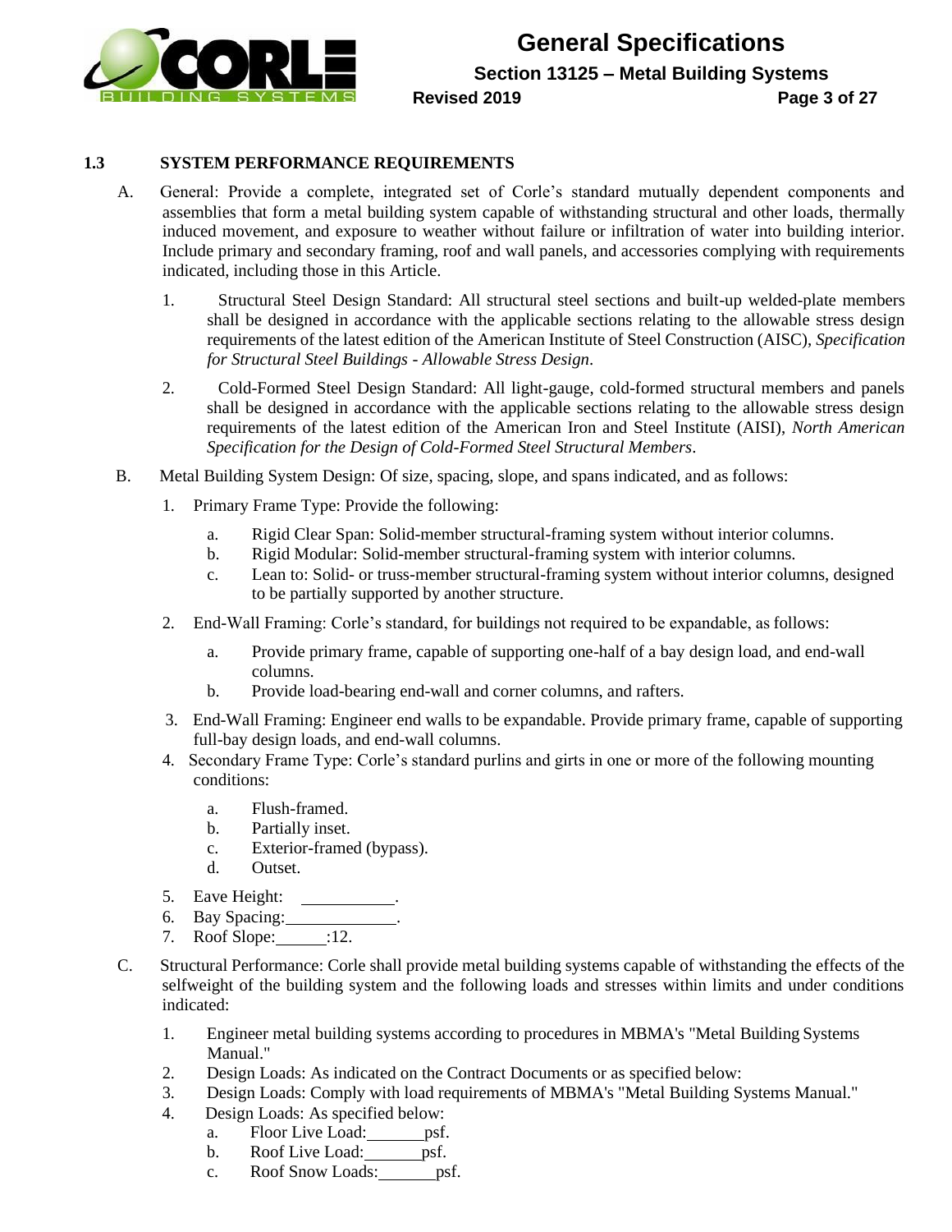## 1.3 SYSTEM PERFORMANCE REQUIREMENTS

A. General: Provide a complete, integrated set of Corle's standard mutually dependent components and assemblies that form a metal building system capable of withstanding structural and other loads, thermally induced movement, and exposure to weather without failure or infiltration of water into building interior. Include primary and secondary framing, roof and wall panels, and accessories complying with requirements indicated, including those in this Article.

   1. Structural Steel Design Standard: All structural steel sections and built-up welded-plate members shall be designed in accordance with the applicable sections relating to the allowable stress design requirements of the latest edition of the American Institute of Steel Construction (AISC), *Specification for Structural Steel Buildings - Allowable Stress Design*.

   2. Cold-Formed Steel Design Standard: All light-gauge, cold-formed structural members and panels shall be designed in accordance with the applicable sections relating to the allowable stress design requirements of the latest edition of the American Iron and Steel Institute (AISI), *North American Specification for the Design of Cold-Formed Steel Structural Members*.

B. Metal Building System Design: Of size, spacing, slope, and spans indicated, and as follows:

   1. Primary Frame Type: Provide the following:

      a. Rigid Clear Span: Solid-member structural-framing system without interior columns.
      b. Rigid Modular: Solid-member structural-framing system with interior columns.
      c. Lean to: Solid- or truss-member structural-framing system without interior columns, designed to be partially supported by another structure.

   2. End-Wall Framing: Corle's standard, for buildings not required to be expandable, as follows:

      a. Provide primary frame, capable of supporting one-half of a bay design load, and end-wall columns.
      b. Provide load-bearing end-wall and corner columns, and rafters.

   3. End-Wall Framing: Engineer end walls to be expandable. Provide primary frame, capable of supporting full-bay design loads, and end-wall columns.
   4. Secondary Frame Type: Corle's standard purlins and girts in one or more of the following mounting conditions:

      a. Flush-framed.
      b. Partially inset.
      c. Exterior-framed (bypass).
      d. Outset.

   5. Eave Height: ___________.
   6. Bay Spacing: _____________.
   7. Roof Slope: ______:12.

C. Structural Performance: Corle shall provide metal building systems capable of withstanding the effects of the selfweight of the building system and the following loads and stresses within limits and under conditions indicated:

   1. Engineer metal building systems according to procedures in MBMA's "Metal Building Systems Manual."
   2. Design Loads: As indicated on the Contract Documents or as specified below:
   3. Design Loads: Comply with load requirements of MBMA's "Metal Building Systems Manual."
   4. Design Loads: As specified below:
      a. Floor Live Load: _______psf.
      b. Roof Live Load: _______psf.
      c. Roof Snow Loads: _______psf.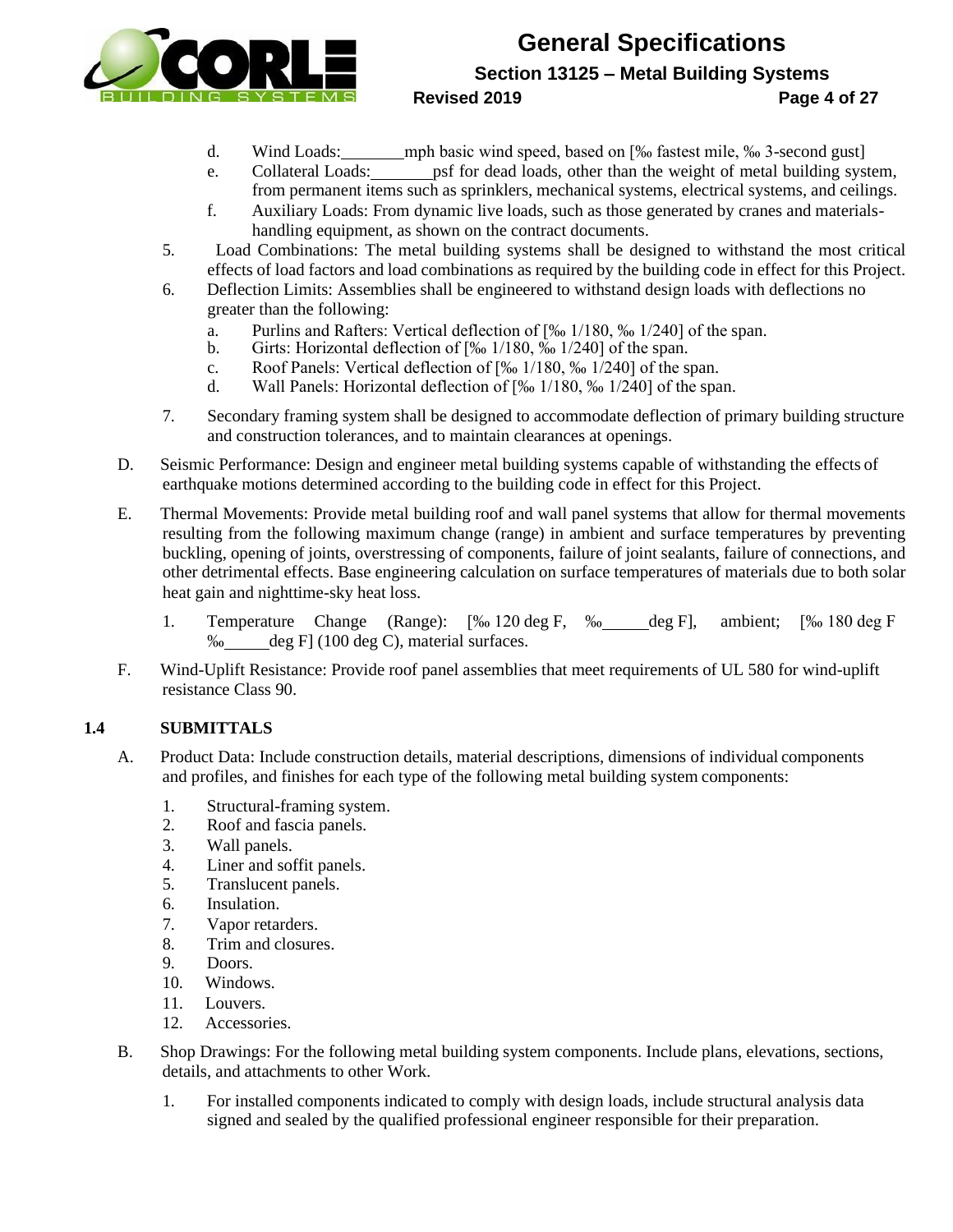d. Wind Loads: ________mph basic wind speed, based on [‰ fastest mile, ‰ 3-second gust]

e. Collateral Loads: ________psf for dead loads, other than the weight of metal building system, from permanent items such as sprinklers, mechanical systems, electrical systems, and ceilings.

f. Auxiliary Loads: From dynamic live loads, such as those generated by cranes and materials-handling equipment, as shown on the contract documents.

5. Load Combinations: The metal building systems shall be designed to withstand the most critical effects of load factors and load combinations as required by the building code in effect for this Project.

6. Deflection Limits: Assemblies shall be engineered to withstand design loads with deflections no greater than the following:

   a. Purlins and Rafters: Vertical deflection of [‰ 1/180, ‰ 1/240] of the span.
   b. Girts: Horizontal deflection of [‰ 1/180, ‰ 1/240] of the span.
   c. Roof Panels: Vertical deflection of [‰ 1/180, ‰ 1/240] of the span.
   d. Wall Panels: Horizontal deflection of [‰ 1/180, ‰ 1/240] of the span.

7. Secondary framing system shall be designed to accommodate deflection of primary building structure and construction tolerances, and to maintain clearances at openings.

D. Seismic Performance: Design and engineer metal building systems capable of withstanding the effects of earthquake motions determined according to the building code in effect for this Project.

E. Thermal Movements: Provide metal building roof and wall panel systems that allow for thermal movements resulting from the following maximum change (range) in ambient and surface temperatures by preventing buckling, opening of joints, overstressing of components, failure of joint sealants, failure of connections, and other detrimental effects. Base engineering calculation on surface temperatures of materials due to both solar heat gain and nighttime-sky heat loss.

   1. Temperature Change (Range): [‰ 120 deg F, ‰ ______deg F], ambient; [‰ 180 deg F ‰ ______deg F] (100 deg C), material surfaces.

F. Wind-Uplift Resistance: Provide roof panel assemblies that meet requirements of UL 580 for wind-uplift resistance Class 90.

## 1.4 SUBMITTALS

A. Product Data: Include construction details, material descriptions, dimensions of individual components and profiles, and finishes for each type of the following metal building system components:

   1. Structural-framing system.
   2. Roof and fascia panels.
   3. Wall panels.
   4. Liner and soffit panels.
   5. Translucent panels.
   6. Insulation.
   7. Vapor retarders.
   8. Trim and closures.
   9. Doors.
   10. Windows.
   11. Louvers.
   12. Accessories.

B. Shop Drawings: For the following metal building system components. Include plans, elevations, sections, details, and attachments to other Work.

   1. For installed components indicated to comply with design loads, include structural analysis data signed and sealed by the qualified professional engineer responsible for their preparation.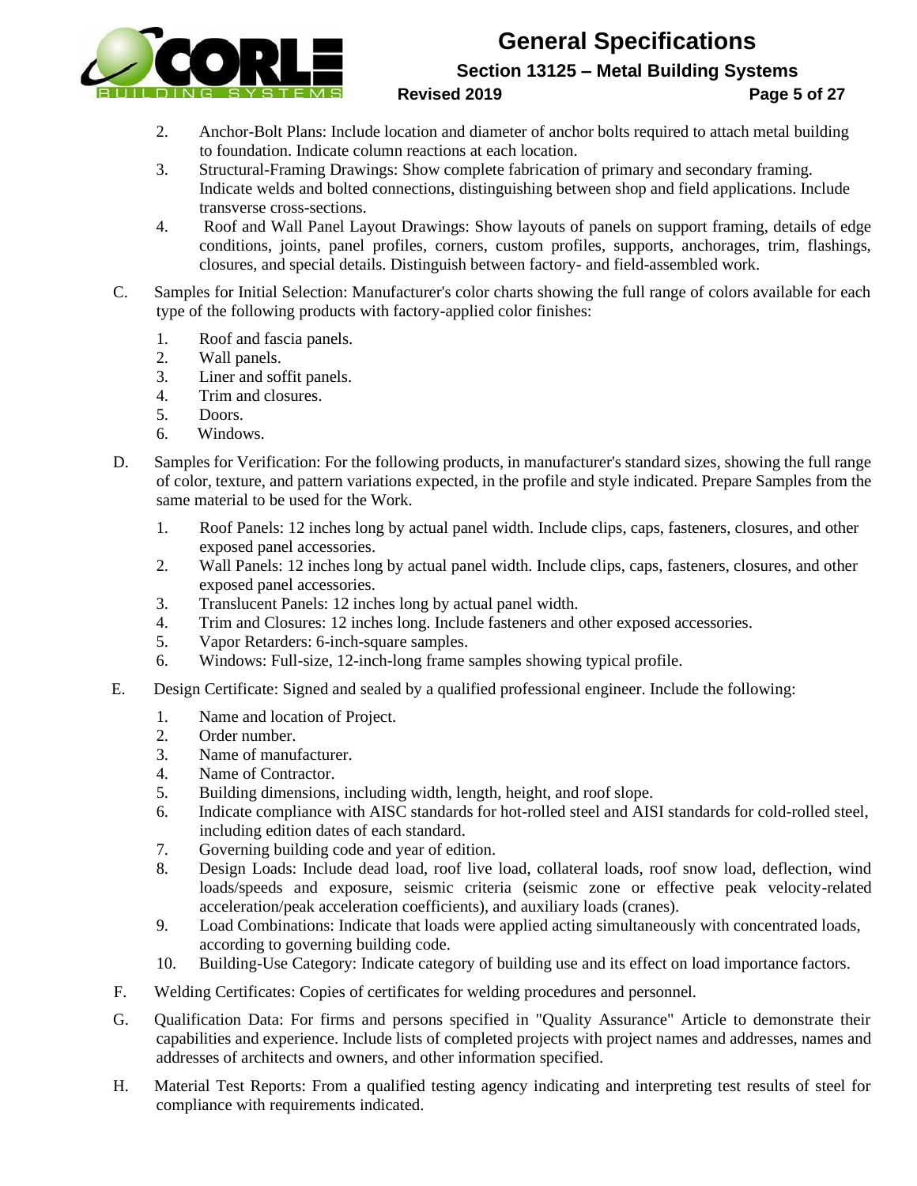2. Anchor-Bolt Plans: Include location and diameter of anchor bolts required to attach metal building to foundation. Indicate column reactions at each location.
3. Structural-Framing Drawings: Show complete fabrication of primary and secondary framing. Indicate welds and bolted connections, distinguishing between shop and field applications. Include transverse cross-sections.
4. Roof and Wall Panel Layout Drawings: Show layouts of panels on support framing, details of edge conditions, joints, panel profiles, corners, custom profiles, supports, anchorages, trim, flashings, closures, and special details. Distinguish between factory- and field-assembled work.

C. Samples for Initial Selection: Manufacturer's color charts showing the full range of colors available for each type of the following products with factory-applied color finishes:

1. Roof and fascia panels.
2. Wall panels.
3. Liner and soffit panels.
4. Trim and closures.
5. Doors.
6. Windows.

D. Samples for Verification: For the following products, in manufacturer's standard sizes, showing the full range of color, texture, and pattern variations expected, in the profile and style indicated. Prepare Samples from the same material to be used for the Work.

1. Roof Panels: 12 inches long by actual panel width. Include clips, caps, fasteners, closures, and other exposed panel accessories.
2. Wall Panels: 12 inches long by actual panel width. Include clips, caps, fasteners, closures, and other exposed panel accessories.
3. Translucent Panels: 12 inches long by actual panel width.
4. Trim and Closures: 12 inches long. Include fasteners and other exposed accessories.
5. Vapor Retarders: 6-inch-square samples.
6. Windows: Full-size, 12-inch-long frame samples showing typical profile.

E. Design Certificate: Signed and sealed by a qualified professional engineer. Include the following:

1. Name and location of Project.
2. Order number.
3. Name of manufacturer.
4. Name of Contractor.
5. Building dimensions, including width, length, height, and roof slope.
6. Indicate compliance with AISC standards for hot-rolled steel and AISI standards for cold-rolled steel, including edition dates of each standard.
7. Governing building code and year of edition.
8. Design Loads: Include dead load, roof live load, collateral loads, roof snow load, deflection, wind loads/speeds and exposure, seismic criteria (seismic zone or effective peak velocity-related acceleration/peak acceleration coefficients), and auxiliary loads (cranes).
9. Load Combinations: Indicate that loads were applied acting simultaneously with concentrated loads, according to governing building code.
10. Building-Use Category: Indicate category of building use and its effect on load importance factors.

F. Welding Certificates: Copies of certificates for welding procedures and personnel.

G. Qualification Data: For firms and persons specified in "Quality Assurance" Article to demonstrate their capabilities and experience. Include lists of completed projects with project names and addresses, names and addresses of architects and owners, and other information specified.

H. Material Test Reports: From a qualified testing agency indicating and interpreting test results of steel for compliance with requirements indicated.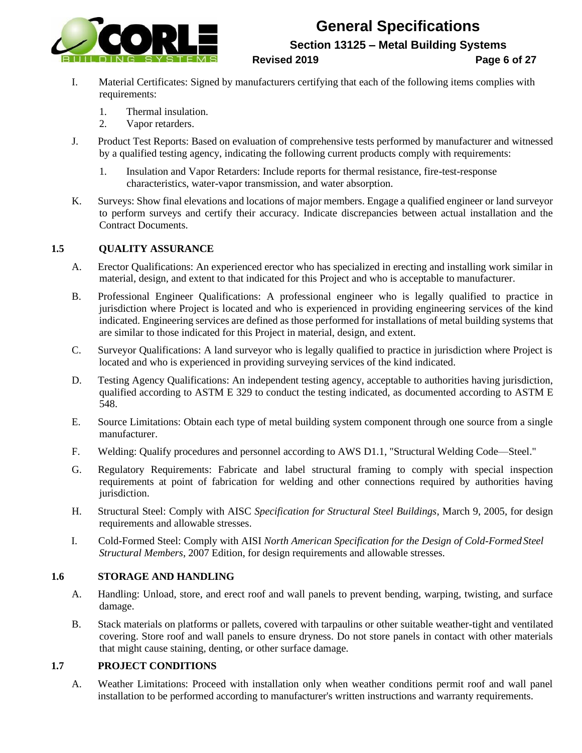I. Material Certificates: Signed by manufacturers certifying that each of the following items complies with requirements:

1. Thermal insulation.
2. Vapor retarders.

J. Product Test Reports: Based on evaluation of comprehensive tests performed by manufacturer and witnessed by a qualified testing agency, indicating the following current products comply with requirements:

1. Insulation and Vapor Retarders: Include reports for thermal resistance, fire-test-response characteristics, water-vapor transmission, and water absorption.

K. Surveys: Show final elevations and locations of major members. Engage a qualified engineer or land surveyor to perform surveys and certify their accuracy. Indicate discrepancies between actual installation and the Contract Documents.

## 1.5 QUALITY ASSURANCE

A. Erector Qualifications: An experienced erector who has specialized in erecting and installing work similar in material, design, and extent to that indicated for this Project and who is acceptable to manufacturer.

B. Professional Engineer Qualifications: A professional engineer who is legally qualified to practice in jurisdiction where Project is located and who is experienced in providing engineering services of the kind indicated. Engineering services are defined as those performed for installations of metal building systems that are similar to those indicated for this Project in material, design, and extent.

C. Surveyor Qualifications: A land surveyor who is legally qualified to practice in jurisdiction where Project is located and who is experienced in providing surveying services of the kind indicated.

D. Testing Agency Qualifications: An independent testing agency, acceptable to authorities having jurisdiction, qualified according to ASTM E 329 to conduct the testing indicated, as documented according to ASTM E 548.

E. Source Limitations: Obtain each type of metal building system component through one source from a single manufacturer.

F. Welding: Qualify procedures and personnel according to AWS D1.1, "Structural Welding Code—Steel."

G. Regulatory Requirements: Fabricate and label structural framing to comply with special inspection requirements at point of fabrication for welding and other connections required by authorities having jurisdiction.

H. Structural Steel: Comply with AISC *Specification for Structural Steel Buildings*, March 9, 2005, for design requirements and allowable stresses.

I. Cold-Formed Steel: Comply with AISI *North American Specification for the Design of Cold-Formed Steel Structural Members*, 2007 Edition, for design requirements and allowable stresses.

## 1.6 STORAGE AND HANDLING

A. Handling: Unload, store, and erect roof and wall panels to prevent bending, warping, twisting, and surface damage.

B. Stack materials on platforms or pallets, covered with tarpaulins or other suitable weather-tight and ventilated covering. Store roof and wall panels to ensure dryness. Do not store panels in contact with other materials that might cause staining, denting, or other surface damage.

## 1.7 PROJECT CONDITIONS

A. Weather Limitations: Proceed with installation only when weather conditions permit roof and wall panel installation to be performed according to manufacturer's written instructions and warranty requirements.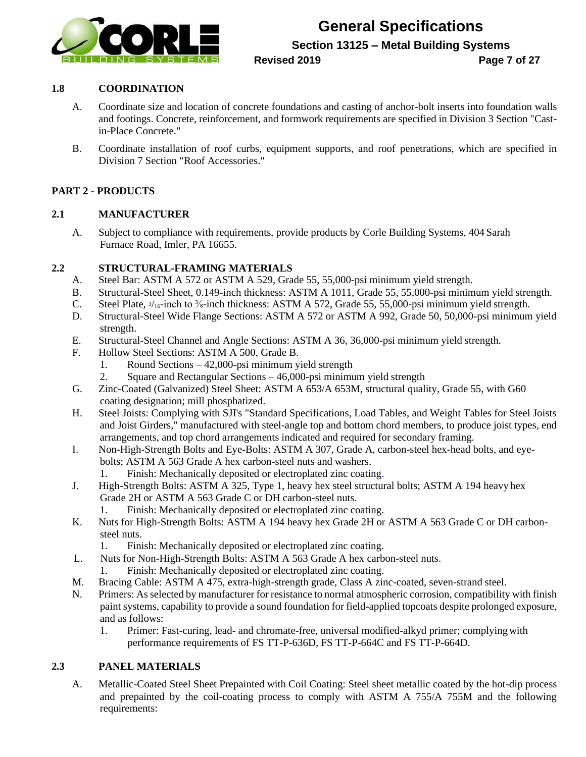### 1.8 COORDINATION

A. Coordinate size and location of concrete foundations and casting of anchor-bolt inserts into foundation walls and footings. Concrete, reinforcement, and formwork requirements are specified in Division 3 Section "Cast-in-Place Concrete."

B. Coordinate installation of roof curbs, equipment supports, and roof penetrations, which are specified in Division 7 Section "Roof Accessories."

## PART 2 - PRODUCTS

### 2.1 MANUFACTURER

A. Subject to compliance with requirements, provide products by Corle Building Systems, 404 Sarah Furnace Road, Imler, PA 16655.

### 2.2 STRUCTURAL-FRAMING MATERIALS

A. Steel Bar: ASTM A 572 or ASTM A 529, Grade 55, 55,000-psi minimum yield strength.

B. Structural-Steel Sheet, 0.149-inch thickness: ASTM A 1011, Grade 55, 55,000-psi minimum yield strength.

C. Steel Plate, 3/16-inch to ⅜-inch thickness: ASTM A 572, Grade 55, 55,000-psi minimum yield strength.

D. Structural-Steel Wide Flange Sections: ASTM A 572 or ASTM A 992, Grade 50, 50,000-psi minimum yield strength.

E. Structural-Steel Channel and Angle Sections: ASTM A 36, 36,000-psi minimum yield strength.

F. Hollow Steel Sections: ASTM A 500, Grade B.
   1. Round Sections – 42,000-psi minimum yield strength
   2. Square and Rectangular Sections – 46,000-psi minimum yield strength

G. Zinc-Coated (Galvanized) Steel Sheet: ASTM A 653/A 653M, structural quality, Grade 55, with G60 coating designation; mill phosphatized.

H. Steel Joists: Complying with SJI's "Standard Specifications, Load Tables, and Weight Tables for Steel Joists and Joist Girders," manufactured with steel-angle top and bottom chord members, to produce joist types, end arrangements, and top chord arrangements indicated and required for secondary framing.

I. Non-High-Strength Bolts and Eye-Bolts: ASTM A 307, Grade A, carbon-steel hex-head bolts, and eye-bolts; ASTM A 563 Grade A hex carbon-steel nuts and washers.
   1. Finish: Mechanically deposited or electroplated zinc coating.

J. High-Strength Bolts: ASTM A 325, Type 1, heavy hex steel structural bolts; ASTM A 194 heavy hex Grade 2H or ASTM A 563 Grade C or DH carbon-steel nuts.
   1. Finish: Mechanically deposited or electroplated zinc coating.

K. Nuts for High-Strength Bolts: ASTM A 194 heavy hex Grade 2H or ASTM A 563 Grade C or DH carbon-steel nuts.
   1. Finish: Mechanically deposited or electroplated zinc coating.

L. Nuts for Non-High-Strength Bolts: ASTM A 563 Grade A hex carbon-steel nuts.
   1. Finish: Mechanically deposited or electroplated zinc coating.

M. Bracing Cable: ASTM A 475, extra-high-strength grade, Class A zinc-coated, seven-strand steel.

N. Primers: As selected by manufacturer for resistance to normal atmospheric corrosion, compatibility with finish paint systems, capability to provide a sound foundation for field-applied topcoats despite prolonged exposure, and as follows:
   1. Primer: Fast-curing, lead- and chromate-free, universal modified-alkyd primer; complying with performance requirements of FS TT-P-636D, FS TT-P-664C and FS TT-P-664D.

### 2.3 PANEL MATERIALS

A. Metallic-Coated Steel Sheet Prepainted with Coil Coating: Steel sheet metallic coated by the hot-dip process and prepainted by the coil-coating process to comply with ASTM A 755/A 755M and the following requirements: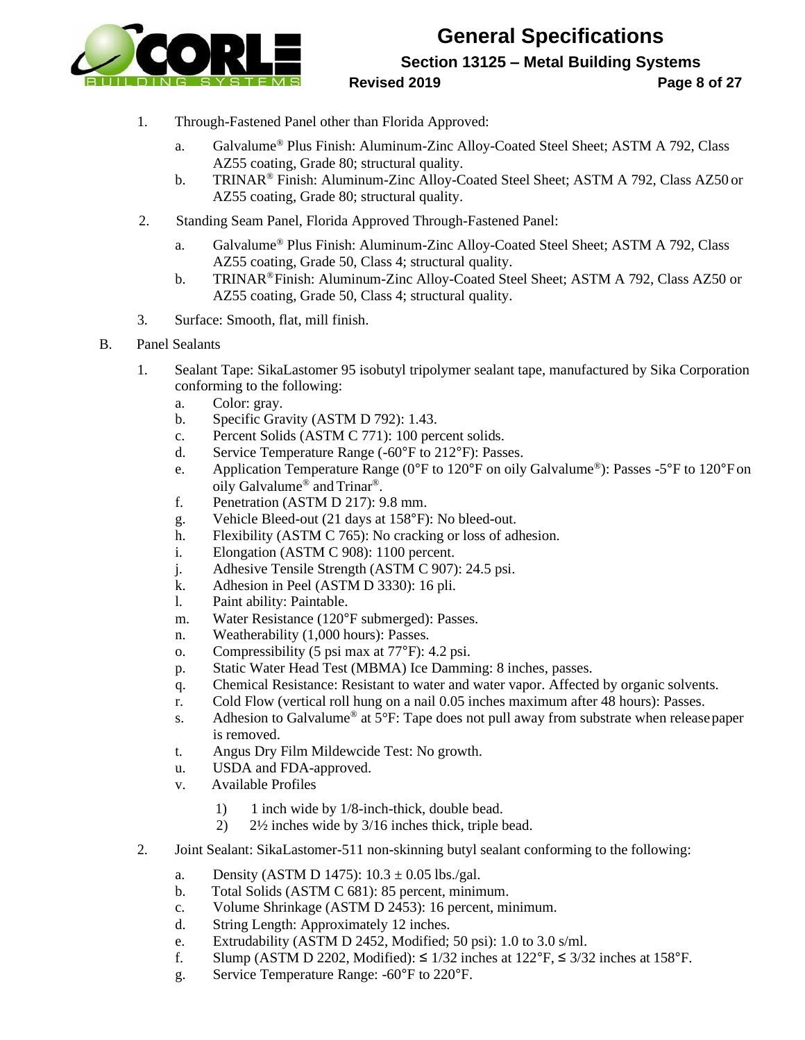1. Through-Fastened Panel other than Florida Approved:
   a. Galvalume® Plus Finish: Aluminum-Zinc Alloy-Coated Steel Sheet; ASTM A 792, Class AZ55 coating, Grade 80; structural quality.
   b. TRINAR® Finish: Aluminum-Zinc Alloy-Coated Steel Sheet; ASTM A 792, Class AZ50 or AZ55 coating, Grade 80; structural quality.
2. Standing Seam Panel, Florida Approved Through-Fastened Panel:
   a. Galvalume® Plus Finish: Aluminum-Zinc Alloy-Coated Steel Sheet; ASTM A 792, Class AZ55 coating, Grade 50, Class 4; structural quality.
   b. TRINAR® Finish: Aluminum-Zinc Alloy-Coated Steel Sheet; ASTM A 792, Class AZ50 or AZ55 coating, Grade 50, Class 4; structural quality.
3. Surface: Smooth, flat, mill finish.

B. Panel Sealants

1. Sealant Tape: SikaLastomer 95 isobutyl tripolymer sealant tape, manufactured by Sika Corporation conforming to the following:
   a. Color: gray.
   b. Specific Gravity (ASTM D 792): 1.43.
   c. Percent Solids (ASTM C 771): 100 percent solids.
   d. Service Temperature Range (-60°F to 212°F): Passes.
   e. Application Temperature Range (0°F to 120°F on oily Galvalume®): Passes -5°F to 120°F on oily Galvalume® and Trinar®.
   f. Penetration (ASTM D 217): 9.8 mm.
   g. Vehicle Bleed-out (21 days at 158°F): No bleed-out.
   h. Flexibility (ASTM C 765): No cracking or loss of adhesion.
   i. Elongation (ASTM C 908): 1100 percent.
   j. Adhesive Tensile Strength (ASTM C 907): 24.5 psi.
   k. Adhesion in Peel (ASTM D 3330): 16 pli.
   l. Paint ability: Paintable.
   m. Water Resistance (120°F submerged): Passes.
   n. Weatherability (1,000 hours): Passes.
   o. Compressibility (5 psi max at 77°F): 4.2 psi.
   p. Static Water Head Test (MBMA) Ice Damming: 8 inches, passes.
   q. Chemical Resistance: Resistant to water and water vapor. Affected by organic solvents.
   r. Cold Flow (vertical roll hung on a nail 0.05 inches maximum after 48 hours): Passes.
   s. Adhesion to Galvalume® at 5°F: Tape does not pull away from substrate when release paper is removed.
   t. Angus Dry Film Mildewcide Test: No growth.
   u. USDA and FDA-approved.
   v. Available Profiles
      1) 1 inch wide by 1/8-inch-thick, double bead.
      2) 2½ inches wide by 3/16 inches thick, triple bead.
2. Joint Sealant: SikaLastomer-511 non-skinning butyl sealant conforming to the following:
   a. Density (ASTM D 1475): 10.3 ± 0.05 lbs./gal.
   b. Total Solids (ASTM C 681): 85 percent, minimum.
   c. Volume Shrinkage (ASTM D 2453): 16 percent, minimum.
   d. String Length: Approximately 12 inches.
   e. Extrudability (ASTM D 2452, Modified; 50 psi): 1.0 to 3.0 s/ml.
   f. Slump (ASTM D 2202, Modified): ≤ 1/32 inches at 122°F, ≤ 3/32 inches at 158°F.
   g. Service Temperature Range: -60°F to 220°F.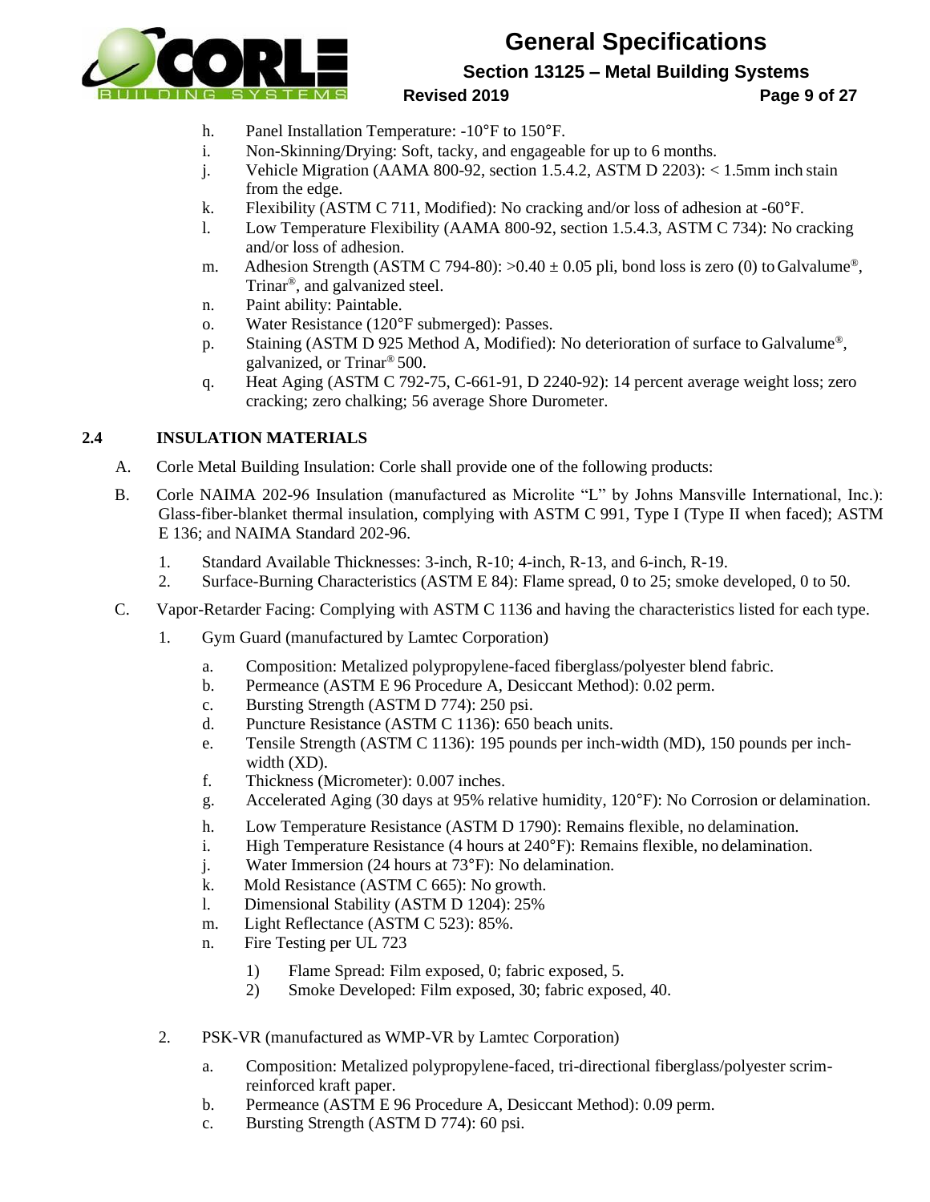h. Panel Installation Temperature: -10°F to 150°F.
i. Non-Skinning/Drying: Soft, tacky, and engageable for up to 6 months.
j. Vehicle Migration (AAMA 800-92, section 1.5.4.2, ASTM D 2203): < 1.5mm inch stain from the edge.
k. Flexibility (ASTM C 711, Modified): No cracking and/or loss of adhesion at -60°F.
l. Low Temperature Flexibility (AAMA 800-92, section 1.5.4.3, ASTM C 734): No cracking and/or loss of adhesion.
m. Adhesion Strength (ASTM C 794-80): >0.40 ± 0.05 pli, bond loss is zero (0) to Galvalume®, Trinar®, and galvanized steel.
n. Paint ability: Paintable.
o. Water Resistance (120°F submerged): Passes.
p. Staining (ASTM D 925 Method A, Modified): No deterioration of surface to Galvalume®, galvanized, or Trinar® 500.
q. Heat Aging (ASTM C 792-75, C-661-91, D 2240-92): 14 percent average weight loss; zero cracking; zero chalking; 56 average Shore Durometer.

## 2.4 INSULATION MATERIALS

A. Corle Metal Building Insulation: Corle shall provide one of the following products:

B. Corle NAIMA 202-96 Insulation (manufactured as Microlite "L" by Johns Mansville International, Inc.): Glass-fiber-blanket thermal insulation, complying with ASTM C 991, Type I (Type II when faced); ASTM E 136; and NAIMA Standard 202-96.

1. Standard Available Thicknesses: 3-inch, R-10; 4-inch, R-13, and 6-inch, R-19.
2. Surface-Burning Characteristics (ASTM E 84): Flame spread, 0 to 25; smoke developed, 0 to 50.

C. Vapor-Retarder Facing: Complying with ASTM C 1136 and having the characteristics listed for each type.

1. Gym Guard (manufactured by Lamtec Corporation)

   a. Composition: Metalized polypropylene-faced fiberglass/polyester blend fabric.
   b. Permeance (ASTM E 96 Procedure A, Desiccant Method): 0.02 perm.
   c. Bursting Strength (ASTM D 774): 250 psi.
   d. Puncture Resistance (ASTM C 1136): 650 beach units.
   e. Tensile Strength (ASTM C 1136): 195 pounds per inch-width (MD), 150 pounds per inch-width (XD).
   f. Thickness (Micrometer): 0.007 inches.
   g. Accelerated Aging (30 days at 95% relative humidity, 120°F): No Corrosion or delamination.
   h. Low Temperature Resistance (ASTM D 1790): Remains flexible, no delamination.
   i. High Temperature Resistance (4 hours at 240°F): Remains flexible, no delamination.
   j. Water Immersion (24 hours at 73°F): No delamination.
   k. Mold Resistance (ASTM C 665): No growth.
   l. Dimensional Stability (ASTM D 1204): 25%
   m. Light Reflectance (ASTM C 523): 85%.
   n. Fire Testing per UL 723

      1) Flame Spread: Film exposed, 0; fabric exposed, 5.
      2) Smoke Developed: Film exposed, 30; fabric exposed, 40.

2. PSK-VR (manufactured as WMP-VR by Lamtec Corporation)

   a. Composition: Metalized polypropylene-faced, tri-directional fiberglass/polyester scrim-reinforced kraft paper.
   b. Permeance (ASTM E 96 Procedure A, Desiccant Method): 0.09 perm.
   c. Bursting Strength (ASTM D 774): 60 psi.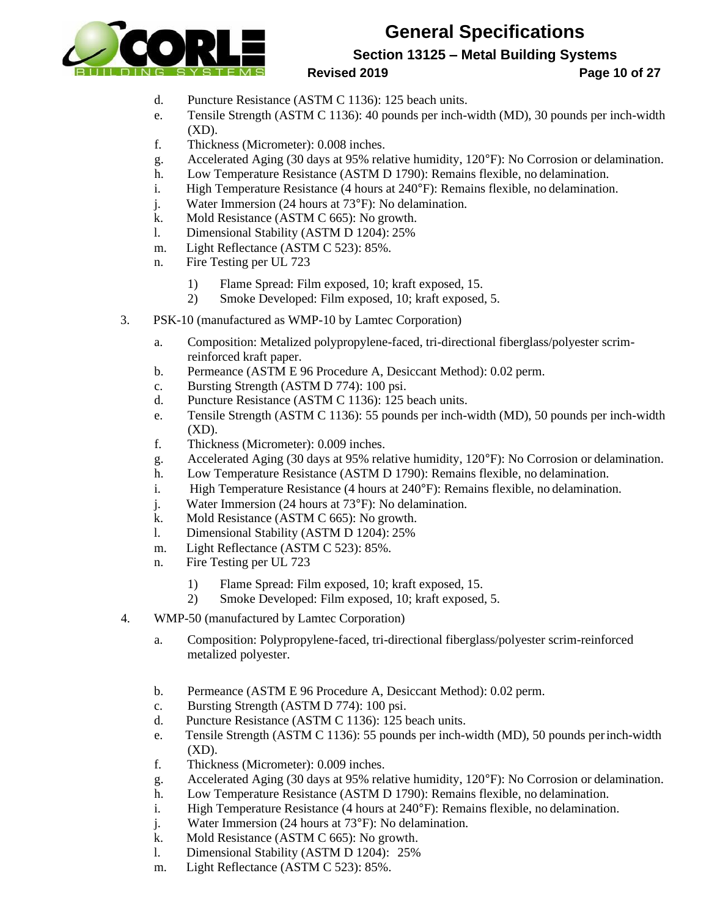d. Puncture Resistance (ASTM C 1136): 125 beach units.
e. Tensile Strength (ASTM C 1136): 40 pounds per inch-width (MD), 30 pounds per inch-width (XD).
f. Thickness (Micrometer): 0.008 inches.
g. Accelerated Aging (30 days at 95% relative humidity, 120°F): No Corrosion or delamination.
h. Low Temperature Resistance (ASTM D 1790): Remains flexible, no delamination.
i. High Temperature Resistance (4 hours at 240°F): Remains flexible, no delamination.
j. Water Immersion (24 hours at 73°F): No delamination.
k. Mold Resistance (ASTM C 665): No growth.
l. Dimensional Stability (ASTM D 1204): 25%
m. Light Reflectance (ASTM C 523): 85%.
n. Fire Testing per UL 723

    1) Flame Spread: Film exposed, 10; kraft exposed, 15.
    2) Smoke Developed: Film exposed, 10; kraft exposed, 5.

3. PSK-10 (manufactured as WMP-10 by Lamtec Corporation)

    a. Composition: Metalized polypropylene-faced, tri-directional fiberglass/polyester scrim-reinforced kraft paper.
    b. Permeance (ASTM E 96 Procedure A, Desiccant Method): 0.02 perm.
    c. Bursting Strength (ASTM D 774): 100 psi.
    d. Puncture Resistance (ASTM C 1136): 125 beach units.
    e. Tensile Strength (ASTM C 1136): 55 pounds per inch-width (MD), 50 pounds per inch-width (XD).
    f. Thickness (Micrometer): 0.009 inches.
    g. Accelerated Aging (30 days at 95% relative humidity, 120°F): No Corrosion or delamination.
    h. Low Temperature Resistance (ASTM D 1790): Remains flexible, no delamination.
    i. High Temperature Resistance (4 hours at 240°F): Remains flexible, no delamination.
    j. Water Immersion (24 hours at 73°F): No delamination.
    k. Mold Resistance (ASTM C 665): No growth.
    l. Dimensional Stability (ASTM D 1204): 25%
    m. Light Reflectance (ASTM C 523): 85%.
    n. Fire Testing per UL 723

        1) Flame Spread: Film exposed, 10; kraft exposed, 15.
        2) Smoke Developed: Film exposed, 10; kraft exposed, 5.

4. WMP-50 (manufactured by Lamtec Corporation)

    a. Composition: Polypropylene-faced, tri-directional fiberglass/polyester scrim-reinforced metalized polyester.
    b. Permeance (ASTM E 96 Procedure A, Desiccant Method): 0.02 perm.
    c. Bursting Strength (ASTM D 774): 100 psi.
    d. Puncture Resistance (ASTM C 1136): 125 beach units.
    e. Tensile Strength (ASTM C 1136): 55 pounds per inch-width (MD), 50 pounds per inch-width (XD).
    f. Thickness (Micrometer): 0.009 inches.
    g. Accelerated Aging (30 days at 95% relative humidity, 120°F): No Corrosion or delamination.
    h. Low Temperature Resistance (ASTM D 1790): Remains flexible, no delamination.
    i. High Temperature Resistance (4 hours at 240°F): Remains flexible, no delamination.
    j. Water Immersion (24 hours at 73°F): No delamination.
    k. Mold Resistance (ASTM C 665): No growth.
    l. Dimensional Stability (ASTM D 1204): 25%
    m. Light Reflectance (ASTM C 523): 85%.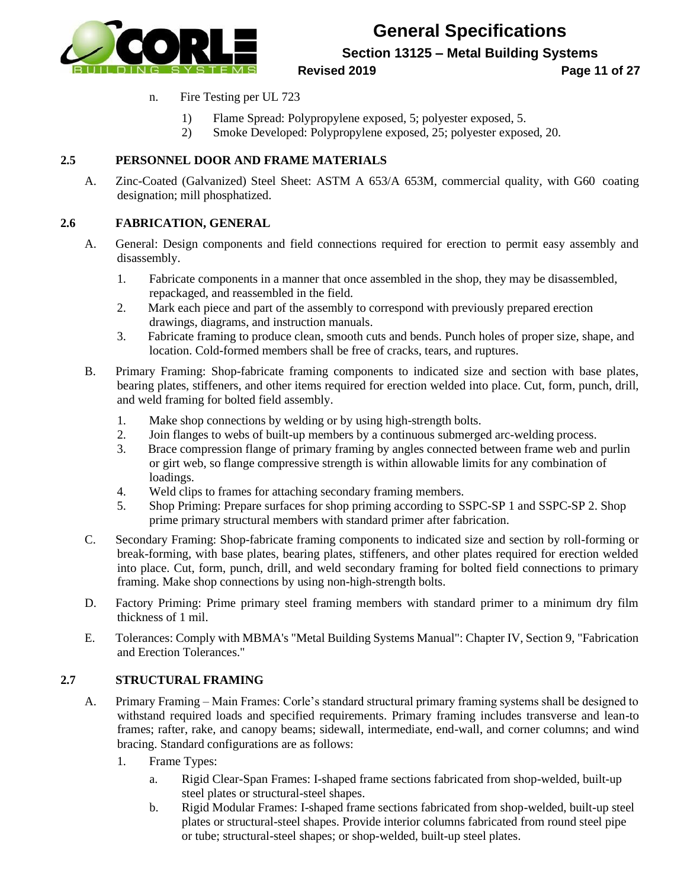n. Fire Testing per UL 723

1) Flame Spread: Polypropylene exposed, 5; polyester exposed, 5.
2) Smoke Developed: Polypropylene exposed, 25; polyester exposed, 20.

## 2.5 PERSONNEL DOOR AND FRAME MATERIALS

A. Zinc-Coated (Galvanized) Steel Sheet: ASTM A 653/A 653M, commercial quality, with G60 coating designation; mill phosphatized.

## 2.6 FABRICATION, GENERAL

A. General: Design components and field connections required for erection to permit easy assembly and disassembly.

1. Fabricate components in a manner that once assembled in the shop, they may be disassembled, repackaged, and reassembled in the field.
2. Mark each piece and part of the assembly to correspond with previously prepared erection drawings, diagrams, and instruction manuals.
3. Fabricate framing to produce clean, smooth cuts and bends. Punch holes of proper size, shape, and location. Cold-formed members shall be free of cracks, tears, and ruptures.

B. Primary Framing: Shop-fabricate framing components to indicated size and section with base plates, bearing plates, stiffeners, and other items required for erection welded into place. Cut, form, punch, drill, and weld framing for bolted field assembly.

1. Make shop connections by welding or by using high-strength bolts.
2. Join flanges to webs of built-up members by a continuous submerged arc-welding process.
3. Brace compression flange of primary framing by angles connected between frame web and purlin or girt web, so flange compressive strength is within allowable limits for any combination of loadings.
4. Weld clips to frames for attaching secondary framing members.
5. Shop Priming: Prepare surfaces for shop priming according to SSPC-SP 1 and SSPC-SP 2. Shop prime primary structural members with standard primer after fabrication.

C. Secondary Framing: Shop-fabricate framing components to indicated size and section by roll-forming or break-forming, with base plates, bearing plates, stiffeners, and other plates required for erection welded into place. Cut, form, punch, drill, and weld secondary framing for bolted field connections to primary framing. Make shop connections by using non-high-strength bolts.

D. Factory Priming: Prime primary steel framing members with standard primer to a minimum dry film thickness of 1 mil.

E. Tolerances: Comply with MBMA's "Metal Building Systems Manual": Chapter IV, Section 9, "Fabrication and Erection Tolerances."

## 2.7 STRUCTURAL FRAMING

A. Primary Framing – Main Frames: Corle's standard structural primary framing systems shall be designed to withstand required loads and specified requirements. Primary framing includes transverse and lean-to frames; rafter, rake, and canopy beams; sidewall, intermediate, end-wall, and corner columns; and wind bracing. Standard configurations are as follows:

1. Frame Types:

   a. Rigid Clear-Span Frames: I-shaped frame sections fabricated from shop-welded, built-up steel plates or structural-steel shapes.

   b. Rigid Modular Frames: I-shaped frame sections fabricated from shop-welded, built-up steel plates or structural-steel shapes. Provide interior columns fabricated from round steel pipe or tube; structural-steel shapes; or shop-welded, built-up steel plates.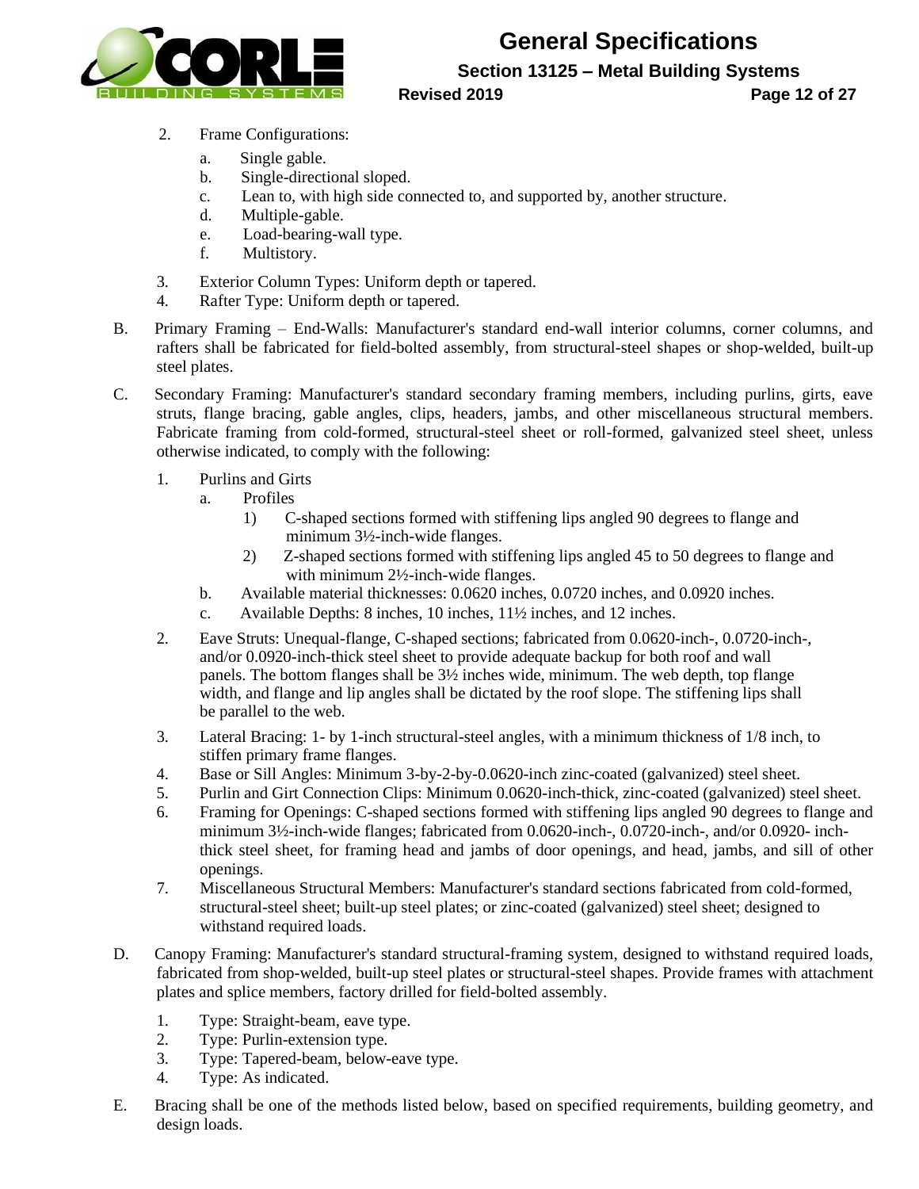2. Frame Configurations:
    a. Single gable.
    b. Single-directional sloped.
    c. Lean to, with high side connected to, and supported by, another structure.
    d. Multiple-gable.
    e. Load-bearing-wall type.
    f. Multistory.
3. Exterior Column Types: Uniform depth or tapered.
4. Rafter Type: Uniform depth or tapered.

B. Primary Framing – End-Walls: Manufacturer's standard end-wall interior columns, corner columns, and rafters shall be fabricated for field-bolted assembly, from structural-steel shapes or shop-welded, built-up steel plates.

C. Secondary Framing: Manufacturer's standard secondary framing members, including purlins, girts, eave struts, flange bracing, gable angles, clips, headers, jambs, and other miscellaneous structural members. Fabricate framing from cold-formed, structural-steel sheet or roll-formed, galvanized steel sheet, unless otherwise indicated, to comply with the following:

1. Purlins and Girts
    a. Profiles
        1) C-shaped sections formed with stiffening lips angled 90 degrees to flange and minimum 3½-inch-wide flanges.
        2) Z-shaped sections formed with stiffening lips angled 45 to 50 degrees to flange and with minimum 2½-inch-wide flanges.
    b. Available material thicknesses: 0.0620 inches, 0.0720 inches, and 0.0920 inches.
    c. Available Depths: 8 inches, 10 inches, 11½ inches, and 12 inches.
2. Eave Struts: Unequal-flange, C-shaped sections; fabricated from 0.0620-inch-, 0.0720-inch-, and/or 0.0920-inch-thick steel sheet to provide adequate backup for both roof and wall panels. The bottom flanges shall be 3½ inches wide, minimum. The web depth, top flange width, and flange and lip angles shall be dictated by the roof slope. The stiffening lips shall be parallel to the web.
3. Lateral Bracing: 1- by 1-inch structural-steel angles, with a minimum thickness of 1/8 inch, to stiffen primary frame flanges.
4. Base or Sill Angles: Minimum 3-by-2-by-0.0620-inch zinc-coated (galvanized) steel sheet.
5. Purlin and Girt Connection Clips: Minimum 0.0620-inch-thick, zinc-coated (galvanized) steel sheet.
6. Framing for Openings: C-shaped sections formed with stiffening lips angled 90 degrees to flange and minimum 3½-inch-wide flanges; fabricated from 0.0620-inch-, 0.0720-inch-, and/or 0.0920- inch-thick steel sheet, for framing head and jambs of door openings, and head, jambs, and sill of other openings.
7. Miscellaneous Structural Members: Manufacturer's standard sections fabricated from cold-formed, structural-steel sheet; built-up steel plates; or zinc-coated (galvanized) steel sheet; designed to withstand required loads.

D. Canopy Framing: Manufacturer's standard structural-framing system, designed to withstand required loads, fabricated from shop-welded, built-up steel plates or structural-steel shapes. Provide frames with attachment plates and splice members, factory drilled for field-bolted assembly.

1. Type: Straight-beam, eave type.
2. Type: Purlin-extension type.
3. Type: Tapered-beam, below-eave type.
4. Type: As indicated.

E. Bracing shall be one of the methods listed below, based on specified requirements, building geometry, and design loads.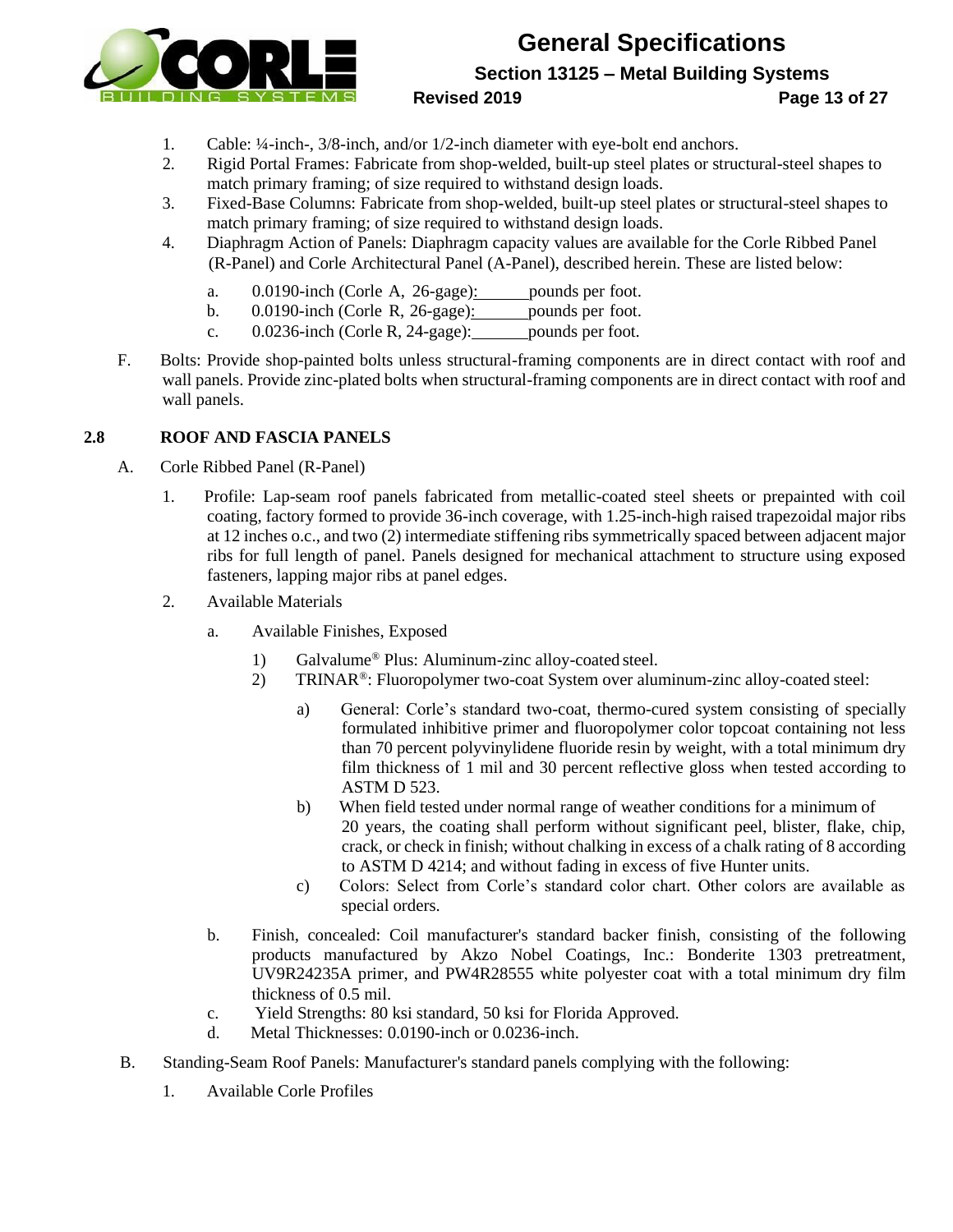1. Cable: ¼-inch-, 3/8-inch, and/or 1/2-inch diameter with eye-bolt end anchors.
2. Rigid Portal Frames: Fabricate from shop-welded, built-up steel plates or structural-steel shapes to match primary framing; of size required to withstand design loads.
3. Fixed-Base Columns: Fabricate from shop-welded, built-up steel plates or structural-steel shapes to match primary framing; of size required to withstand design loads.
4. Diaphragm Action of Panels: Diaphragm capacity values are available for the Corle Ribbed Panel (R-Panel) and Corle Architectural Panel (A-Panel), described herein. These are listed below:
   - a. 0.0190-inch (Corle A, 26-gage):______pounds per foot.
   - b. 0.0190-inch (Corle R, 26-gage):______pounds per foot.
   - c. 0.0236-inch (Corle R, 24-gage):______pounds per foot.

F. Bolts: Provide shop-painted bolts unless structural-framing components are in direct contact with roof and wall panels. Provide zinc-plated bolts when structural-framing components are in direct contact with roof and wall panels.

## 2.8 ROOF AND FASCIA PANELS

A. Corle Ribbed Panel (R-Panel)

1. Profile: Lap-seam roof panels fabricated from metallic-coated steel sheets or prepainted with coil coating, factory formed to provide 36-inch coverage, with 1.25-inch-high raised trapezoidal major ribs at 12 inches o.c., and two (2) intermediate stiffening ribs symmetrically spaced between adjacent major ribs for full length of panel. Panels designed for mechanical attachment to structure using exposed fasteners, lapping major ribs at panel edges.
2. Available Materials
   - a. Available Finishes, Exposed
     - 1) Galvalume® Plus: Aluminum-zinc alloy-coated steel.
     - 2) TRINAR®: Fluoropolymer two-coat System over aluminum-zinc alloy-coated steel:
       - a) General: Corle's standard two-coat, thermo-cured system consisting of specially formulated inhibitive primer and fluoropolymer color topcoat containing not less than 70 percent polyvinylidene fluoride resin by weight, with a total minimum dry film thickness of 1 mil and 30 percent reflective gloss when tested according to ASTM D 523.
       - b) When field tested under normal range of weather conditions for a minimum of 20 years, the coating shall perform without significant peel, blister, flake, chip, crack, or check in finish; without chalking in excess of a chalk rating of 8 according to ASTM D 4214; and without fading in excess of five Hunter units.
       - c) Colors: Select from Corle's standard color chart. Other colors are available as special orders.
   - b. Finish, concealed: Coil manufacturer's standard backer finish, consisting of the following products manufactured by Akzo Nobel Coatings, Inc.: Bonderite 1303 pretreatment, UV9R24235A primer, and PW4R28555 white polyester coat with a total minimum dry film thickness of 0.5 mil.
   - c. Yield Strengths: 80 ksi standard, 50 ksi for Florida Approved.
   - d. Metal Thicknesses: 0.0190-inch or 0.0236-inch.

B. Standing-Seam Roof Panels: Manufacturer's standard panels complying with the following:

1. Available Corle Profiles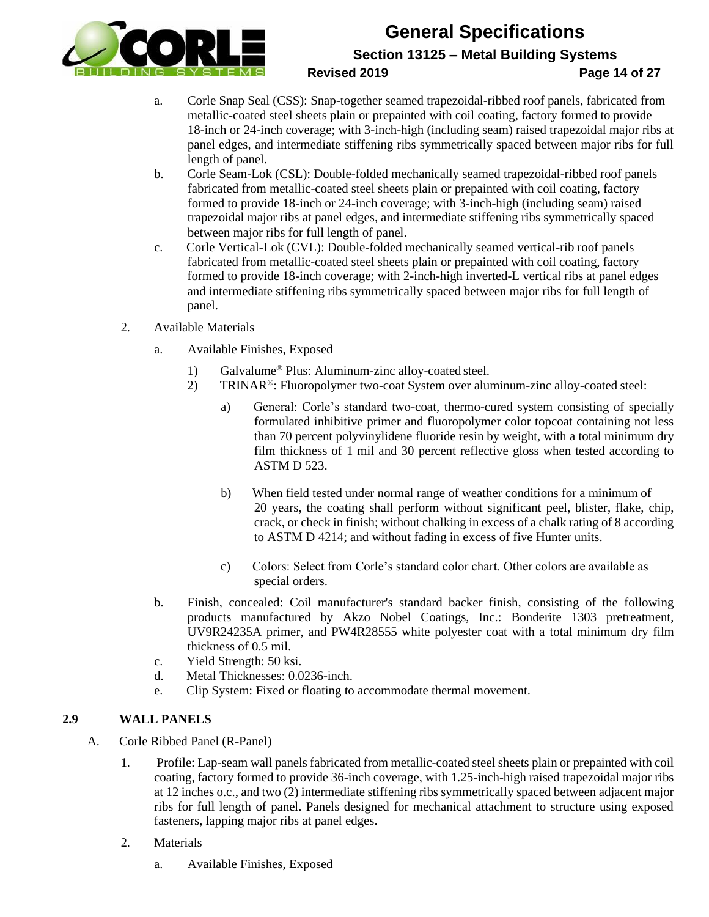a. Corle Snap Seal (CSS): Snap-together seamed trapezoidal-ribbed roof panels, fabricated from metallic-coated steel sheets plain or prepainted with coil coating, factory formed to provide 18-inch or 24-inch coverage; with 3-inch-high (including seam) raised trapezoidal major ribs at panel edges, and intermediate stiffening ribs symmetrically spaced between major ribs for full length of panel.

b. Corle Seam-Lok (CSL): Double-folded mechanically seamed trapezoidal-ribbed roof panels fabricated from metallic-coated steel sheets plain or prepainted with coil coating, factory formed to provide 18-inch or 24-inch coverage; with 3-inch-high (including seam) raised trapezoidal major ribs at panel edges, and intermediate stiffening ribs symmetrically spaced between major ribs for full length of panel.

c. Corle Vertical-Lok (CVL): Double-folded mechanically seamed vertical-rib roof panels fabricated from metallic-coated steel sheets plain or prepainted with coil coating, factory formed to provide 18-inch coverage; with 2-inch-high inverted-L vertical ribs at panel edges and intermediate stiffening ribs symmetrically spaced between major ribs for full length of panel.

2. Available Materials

   a. Available Finishes, Exposed

      1) Galvalume® Plus: Aluminum-zinc alloy-coated steel.

      2) TRINAR®: Fluoropolymer two-coat System over aluminum-zinc alloy-coated steel:

         a) General: Corle's standard two-coat, thermo-cured system consisting of specially formulated inhibitive primer and fluoropolymer color topcoat containing not less than 70 percent polyvinylidene fluoride resin by weight, with a total minimum dry film thickness of 1 mil and 30 percent reflective gloss when tested according to ASTM D 523.

         b) When field tested under normal range of weather conditions for a minimum of 20 years, the coating shall perform without significant peel, blister, flake, chip, crack, or check in finish; without chalking in excess of a chalk rating of 8 according to ASTM D 4214; and without fading in excess of five Hunter units.

         c) Colors: Select from Corle's standard color chart. Other colors are available as special orders.

   b. Finish, concealed: Coil manufacturer's standard backer finish, consisting of the following products manufactured by Akzo Nobel Coatings, Inc.: Bonderite 1303 pretreatment, UV9R24235A primer, and PW4R28555 white polyester coat with a total minimum dry film thickness of 0.5 mil.

   c. Yield Strength: 50 ksi.

   d. Metal Thicknesses: 0.0236-inch.

   e. Clip System: Fixed or floating to accommodate thermal movement.

## 2.9 WALL PANELS

A. Corle Ribbed Panel (R-Panel)

1. Profile: Lap-seam wall panels fabricated from metallic-coated steel sheets plain or prepainted with coil coating, factory formed to provide 36-inch coverage, with 1.25-inch-high raised trapezoidal major ribs at 12 inches o.c., and two (2) intermediate stiffening ribs symmetrically spaced between adjacent major ribs for full length of panel. Panels designed for mechanical attachment to structure using exposed fasteners, lapping major ribs at panel edges.

2. Materials

   a. Available Finishes, Exposed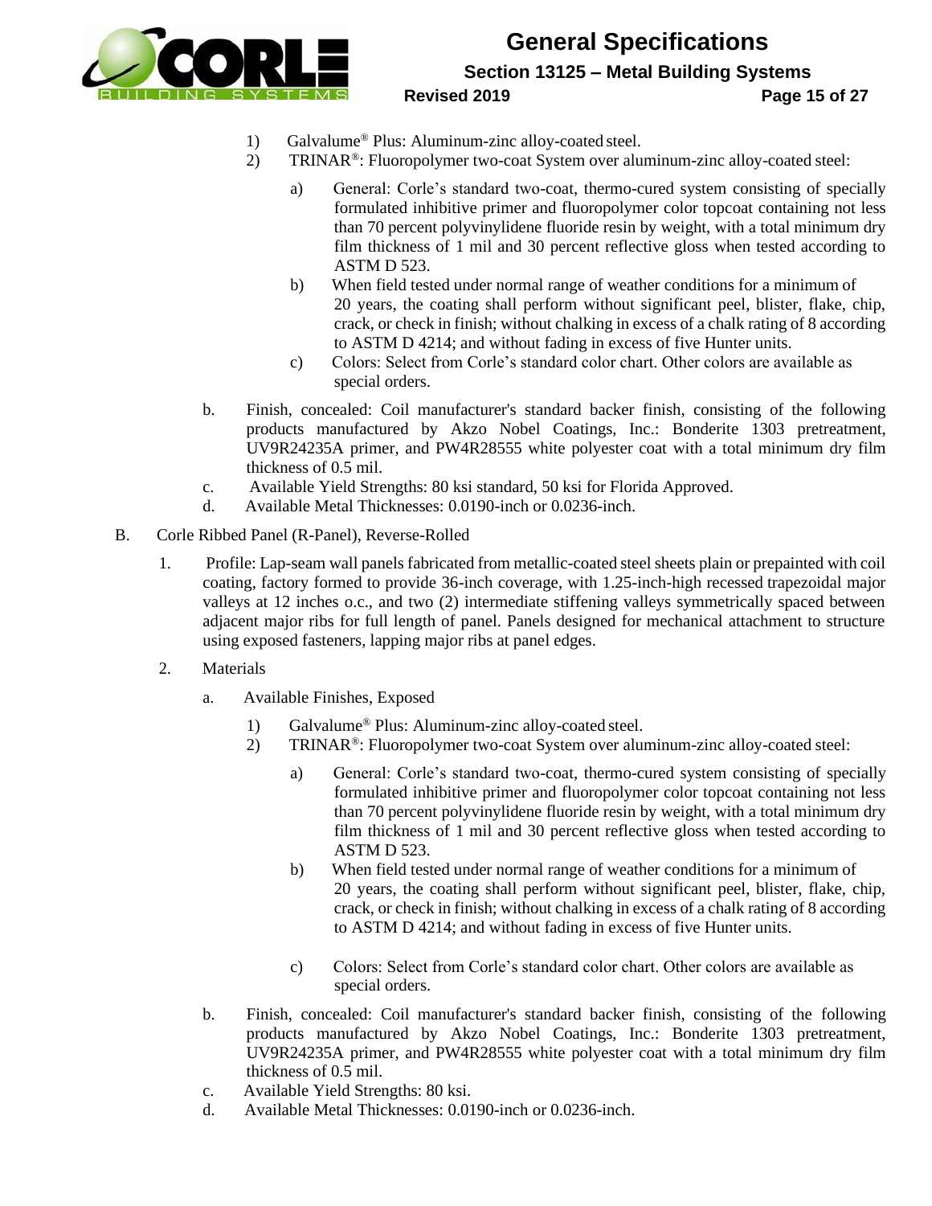1) Galvalume® Plus: Aluminum-zinc alloy-coated steel.
2) TRINAR®: Fluoropolymer two-coat System over aluminum-zinc alloy-coated steel:
   a) General: Corle's standard two-coat, thermo-cured system consisting of specially formulated inhibitive primer and fluoropolymer color topcoat containing not less than 70 percent polyvinylidene fluoride resin by weight, with a total minimum dry film thickness of 1 mil and 30 percent reflective gloss when tested according to ASTM D 523.
   b) When field tested under normal range of weather conditions for a minimum of 20 years, the coating shall perform without significant peel, blister, flake, chip, crack, or check in finish; without chalking in excess of a chalk rating of 8 according to ASTM D 4214; and without fading in excess of five Hunter units.
   c) Colors: Select from Corle's standard color chart. Other colors are available as special orders.

b. Finish, concealed: Coil manufacturer's standard backer finish, consisting of the following products manufactured by Akzo Nobel Coatings, Inc.: Bonderite 1303 pretreatment, UV9R24235A primer, and PW4R28555 white polyester coat with a total minimum dry film thickness of 0.5 mil.

c. Available Yield Strengths: 80 ksi standard, 50 ksi for Florida Approved.

d. Available Metal Thicknesses: 0.0190-inch or 0.0236-inch.

B. Corle Ribbed Panel (R-Panel), Reverse-Rolled

1. Profile: Lap-seam wall panels fabricated from metallic-coated steel sheets plain or prepainted with coil coating, factory formed to provide 36-inch coverage, with 1.25-inch-high recessed trapezoidal major valleys at 12 inches o.c., and two (2) intermediate stiffening valleys symmetrically spaced between adjacent major ribs for full length of panel. Panels designed for mechanical attachment to structure using exposed fasteners, lapping major ribs at panel edges.

2. Materials

a. Available Finishes, Exposed

1) Galvalume® Plus: Aluminum-zinc alloy-coated steel.
2) TRINAR®: Fluoropolymer two-coat System over aluminum-zinc alloy-coated steel:
   a) General: Corle's standard two-coat, thermo-cured system consisting of specially formulated inhibitive primer and fluoropolymer color topcoat containing not less than 70 percent polyvinylidene fluoride resin by weight, with a total minimum dry film thickness of 1 mil and 30 percent reflective gloss when tested according to ASTM D 523.
   b) When field tested under normal range of weather conditions for a minimum of 20 years, the coating shall perform without significant peel, blister, flake, chip, crack, or check in finish; without chalking in excess of a chalk rating of 8 according to ASTM D 4214; and without fading in excess of five Hunter units.
   c) Colors: Select from Corle's standard color chart. Other colors are available as special orders.

b. Finish, concealed: Coil manufacturer's standard backer finish, consisting of the following products manufactured by Akzo Nobel Coatings, Inc.: Bonderite 1303 pretreatment, UV9R24235A primer, and PW4R28555 white polyester coat with a total minimum dry film thickness of 0.5 mil.

c. Available Yield Strengths: 80 ksi.

d. Available Metal Thicknesses: 0.0190-inch or 0.0236-inch.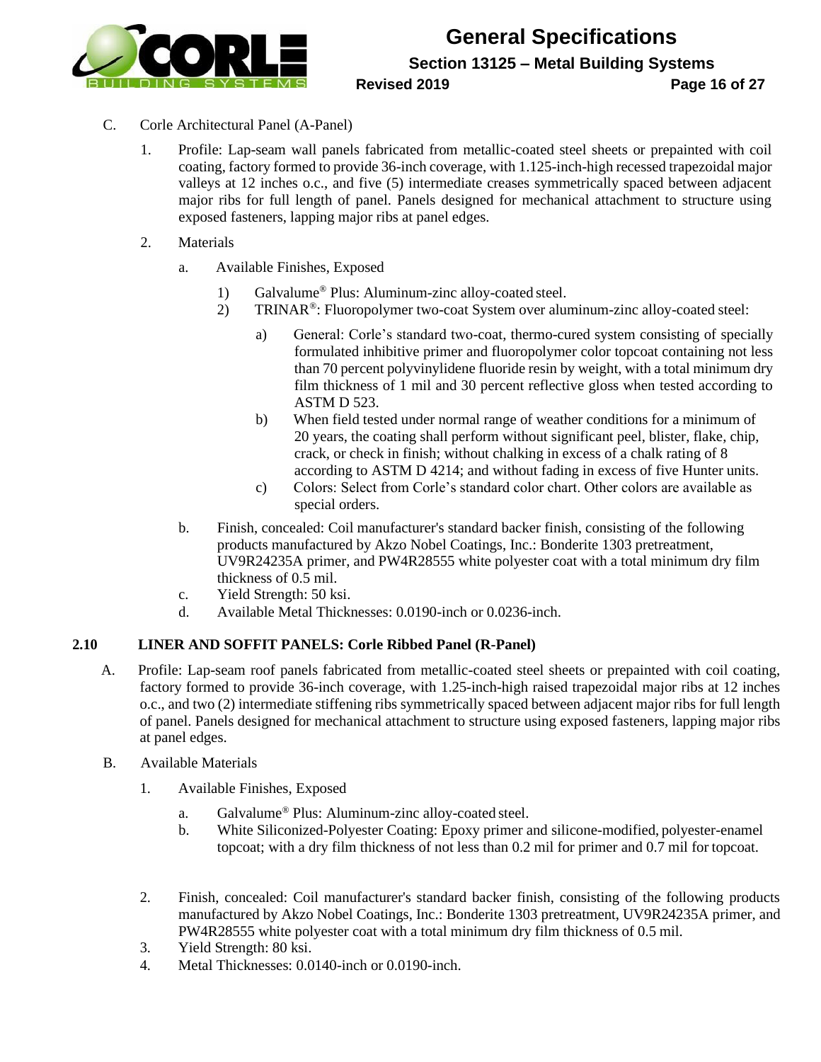C. Corle Architectural Panel (A-Panel)

1. Profile: Lap-seam wall panels fabricated from metallic-coated steel sheets or prepainted with coil coating, factory formed to provide 36-inch coverage, with 1.125-inch-high recessed trapezoidal major valleys at 12 inches o.c., and five (5) intermediate creases symmetrically spaced between adjacent major ribs for full length of panel. Panels designed for mechanical attachment to structure using exposed fasteners, lapping major ribs at panel edges.

2. Materials

   a. Available Finishes, Exposed

      1) Galvalume® Plus: Aluminum-zinc alloy-coated steel.
      2) TRINAR®: Fluoropolymer two-coat System over aluminum-zinc alloy-coated steel:

         a) General: Corle's standard two-coat, thermo-cured system consisting of specially formulated inhibitive primer and fluoropolymer color topcoat containing not less than 70 percent polyvinylidene fluoride resin by weight, with a total minimum dry film thickness of 1 mil and 30 percent reflective gloss when tested according to ASTM D 523.
         b) When field tested under normal range of weather conditions for a minimum of 20 years, the coating shall perform without significant peel, blister, flake, chip, crack, or check in finish; without chalking in excess of a chalk rating of 8 according to ASTM D 4214; and without fading in excess of five Hunter units.
         c) Colors: Select from Corle's standard color chart. Other colors are available as special orders.

   b. Finish, concealed: Coil manufacturer's standard backer finish, consisting of the following products manufactured by Akzo Nobel Coatings, Inc.: Bonderite 1303 pretreatment, UV9R24235A primer, and PW4R28555 white polyester coat with a total minimum dry film thickness of 0.5 mil.
   c. Yield Strength: 50 ksi.
   d. Available Metal Thicknesses: 0.0190-inch or 0.0236-inch.

## 2.10 LINER AND SOFFIT PANELS: Corle Ribbed Panel (R-Panel)

A. Profile: Lap-seam roof panels fabricated from metallic-coated steel sheets or prepainted with coil coating, factory formed to provide 36-inch coverage, with 1.25-inch-high raised trapezoidal major ribs at 12 inches o.c., and two (2) intermediate stiffening ribs symmetrically spaced between adjacent major ribs for full length of panel. Panels designed for mechanical attachment to structure using exposed fasteners, lapping major ribs at panel edges.

B. Available Materials

1. Available Finishes, Exposed

   a. Galvalume® Plus: Aluminum-zinc alloy-coated steel.
   b. White Siliconized-Polyester Coating: Epoxy primer and silicone-modified, polyester-enamel topcoat; with a dry film thickness of not less than 0.2 mil for primer and 0.7 mil for topcoat.

2. Finish, concealed: Coil manufacturer's standard backer finish, consisting of the following products manufactured by Akzo Nobel Coatings, Inc.: Bonderite 1303 pretreatment, UV9R24235A primer, and PW4R28555 white polyester coat with a total minimum dry film thickness of 0.5 mil.
3. Yield Strength: 80 ksi.
4. Metal Thicknesses: 0.0140-inch or 0.0190-inch.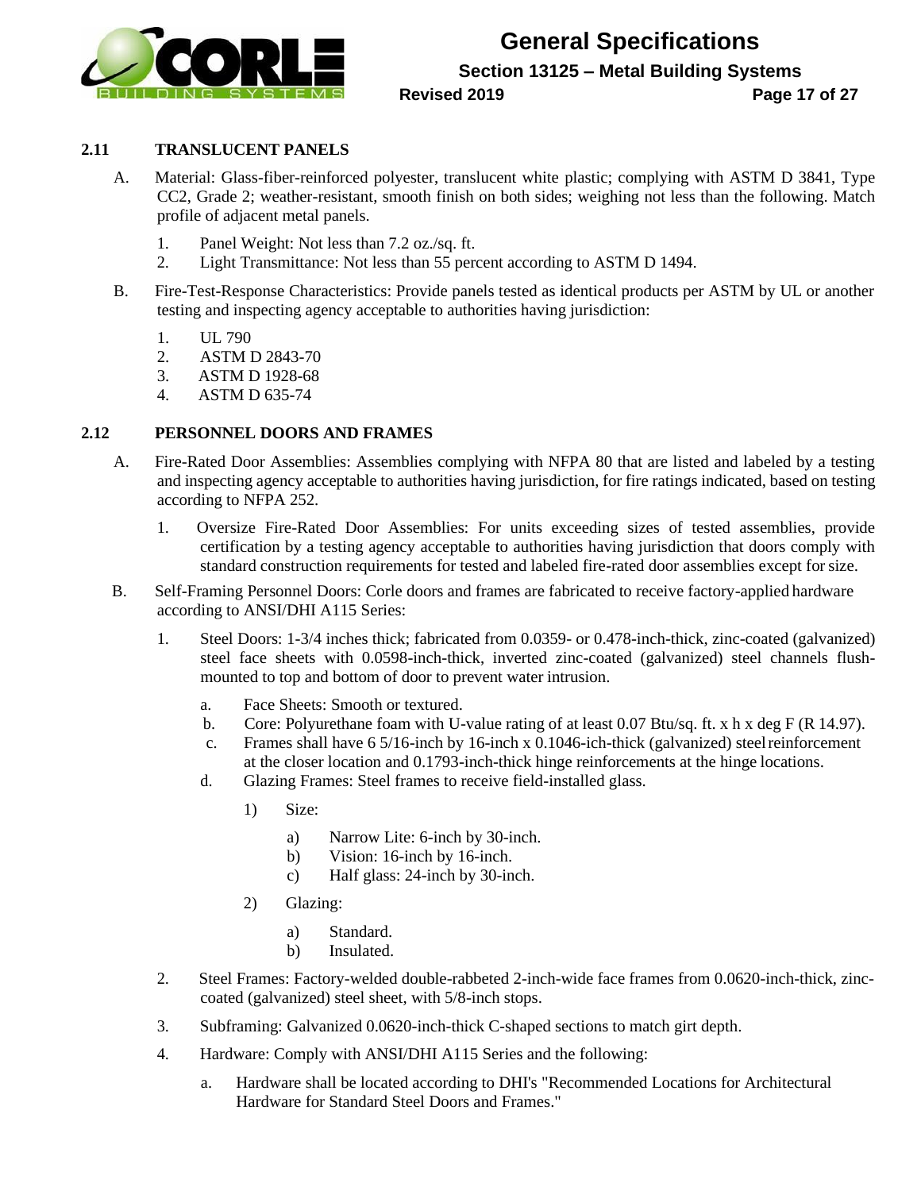### 2.11 TRANSLUCENT PANELS

A. Material: Glass-fiber-reinforced polyester, translucent white plastic; complying with ASTM D 3841, Type CC2, Grade 2; weather-resistant, smooth finish on both sides; weighing not less than the following. Match profile of adjacent metal panels.

1. Panel Weight: Not less than 7.2 oz./sq. ft.
2. Light Transmittance: Not less than 55 percent according to ASTM D 1494.

B. Fire-Test-Response Characteristics: Provide panels tested as identical products per ASTM by UL or another testing and inspecting agency acceptable to authorities having jurisdiction:

1. UL 790
2. ASTM D 2843-70
3. ASTM D 1928-68
4. ASTM D 635-74

### 2.12 PERSONNEL DOORS AND FRAMES

A. Fire-Rated Door Assemblies: Assemblies complying with NFPA 80 that are listed and labeled by a testing and inspecting agency acceptable to authorities having jurisdiction, for fire ratings indicated, based on testing according to NFPA 252.

1. Oversize Fire-Rated Door Assemblies: For units exceeding sizes of tested assemblies, provide certification by a testing agency acceptable to authorities having jurisdiction that doors comply with standard construction requirements for tested and labeled fire-rated door assemblies except for size.

B. Self-Framing Personnel Doors: Corle doors and frames are fabricated to receive factory-applied hardware according to ANSI/DHI A115 Series:

1. Steel Doors: 1-3/4 inches thick; fabricated from 0.0359- or 0.478-inch-thick, zinc-coated (galvanized) steel face sheets with 0.0598-inch-thick, inverted zinc-coated (galvanized) steel channels flush-mounted to top and bottom of door to prevent water intrusion.
   a. Face Sheets: Smooth or textured.
   b. Core: Polyurethane foam with U-value rating of at least 0.07 Btu/sq. ft. x h x deg F (R 14.97).
   c. Frames shall have 6 5/16-inch by 16-inch x 0.1046-ich-thick (galvanized) steel reinforcement at the closer location and 0.1793-inch-thick hinge reinforcements at the hinge locations.
   d. Glazing Frames: Steel frames to receive field-installed glass.
      1) Size:
         a) Narrow Lite: 6-inch by 30-inch.
         b) Vision: 16-inch by 16-inch.
         c) Half glass: 24-inch by 30-inch.
      2) Glazing:
         a) Standard.
         b) Insulated.

2. Steel Frames: Factory-welded double-rabbeted 2-inch-wide face frames from 0.0620-inch-thick, zinc-coated (galvanized) steel sheet, with 5/8-inch stops.

3. Subframing: Galvanized 0.0620-inch-thick C-shaped sections to match girt depth.

4. Hardware: Comply with ANSI/DHI A115 Series and the following:
   a. Hardware shall be located according to DHI's "Recommended Locations for Architectural Hardware for Standard Steel Doors and Frames."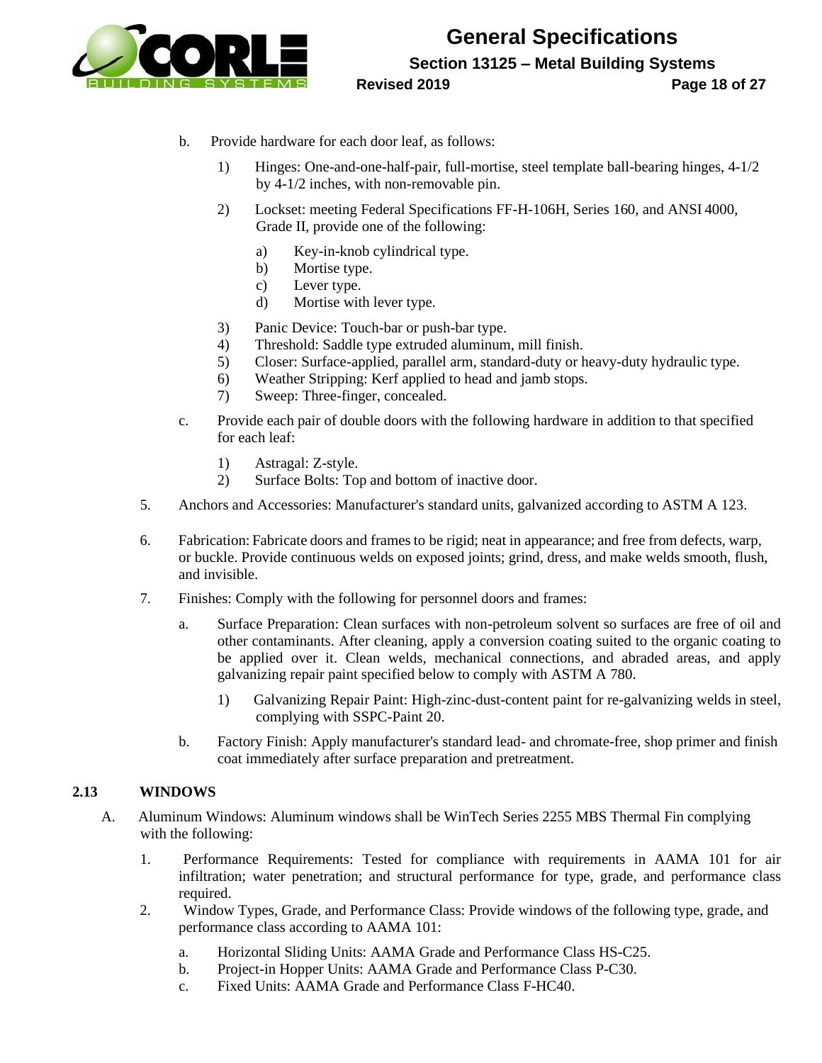b. Provide hardware for each door leaf, as follows:

   1) Hinges: One-and-one-half-pair, full-mortise, steel template ball-bearing hinges, 4-1/2 by 4-1/2 inches, with non-removable pin.

   2) Lockset: meeting Federal Specifications FF-H-106H, Series 160, and ANSI 4000, Grade II, provide one of the following:

      a) Key-in-knob cylindrical type.
      b) Mortise type.
      c) Lever type.
      d) Mortise with lever type.

   3) Panic Device: Touch-bar or push-bar type.
   4) Threshold: Saddle type extruded aluminum, mill finish.
   5) Closer: Surface-applied, parallel arm, standard-duty or heavy-duty hydraulic type.
   6) Weather Stripping: Kerf applied to head and jamb stops.
   7) Sweep: Three-finger, concealed.

c. Provide each pair of double doors with the following hardware in addition to that specified for each leaf:

   1) Astragal: Z-style.
   2) Surface Bolts: Top and bottom of inactive door.

5. Anchors and Accessories: Manufacturer's standard units, galvanized according to ASTM A 123.

6. Fabrication: Fabricate doors and frames to be rigid; neat in appearance; and free from defects, warp, or buckle. Provide continuous welds on exposed joints; grind, dress, and make welds smooth, flush, and invisible.

7. Finishes: Comply with the following for personnel doors and frames:

   a. Surface Preparation: Clean surfaces with non-petroleum solvent so surfaces are free of oil and other contaminants. After cleaning, apply a conversion coating suited to the organic coating to be applied over it. Clean welds, mechanical connections, and abraded areas, and apply galvanizing repair paint specified below to comply with ASTM A 780.

      1) Galvanizing Repair Paint: High-zinc-dust-content paint for re-galvanizing welds in steel, complying with SSPC-Paint 20.

   b. Factory Finish: Apply manufacturer's standard lead- and chromate-free, shop primer and finish coat immediately after surface preparation and pretreatment.

## 2.13 WINDOWS

A. Aluminum Windows: Aluminum windows shall be WinTech Series 2255 MBS Thermal Fin complying with the following:

   1. Performance Requirements: Tested for compliance with requirements in AAMA 101 for air infiltration; water penetration; and structural performance for type, grade, and performance class required.
   2. Window Types, Grade, and Performance Class: Provide windows of the following type, grade, and performance class according to AAMA 101:

      a. Horizontal Sliding Units: AAMA Grade and Performance Class HS-C25.
      b. Project-in Hopper Units: AAMA Grade and Performance Class P-C30.
      c. Fixed Units: AAMA Grade and Performance Class F-HC40.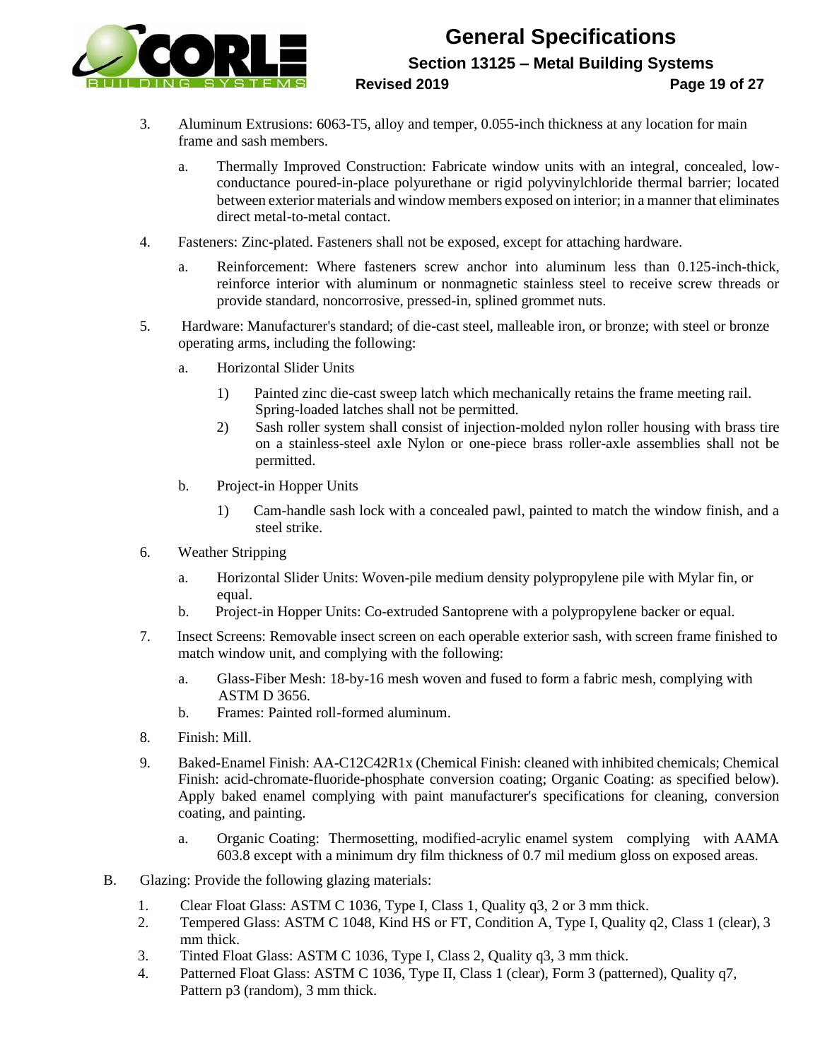3. Aluminum Extrusions: 6063-T5, alloy and temper, 0.055-inch thickness at any location for main frame and sash members.

   a. Thermally Improved Construction: Fabricate window units with an integral, concealed, low-conductance poured-in-place polyurethane or rigid polyvinylchloride thermal barrier; located between exterior materials and window members exposed on interior; in a manner that eliminates direct metal-to-metal contact.

4. Fasteners: Zinc-plated. Fasteners shall not be exposed, except for attaching hardware.

   a. Reinforcement: Where fasteners screw anchor into aluminum less than 0.125-inch-thick, reinforce interior with aluminum or nonmagnetic stainless steel to receive screw threads or provide standard, noncorrosive, pressed-in, splined grommet nuts.

5. Hardware: Manufacturer's standard; of die-cast steel, malleable iron, or bronze; with steel or bronze operating arms, including the following:

   a. Horizontal Slider Units

      1) Painted zinc die-cast sweep latch which mechanically retains the frame meeting rail. Spring-loaded latches shall not be permitted.
      2) Sash roller system shall consist of injection-molded nylon roller housing with brass tire on a stainless-steel axle Nylon or one-piece brass roller-axle assemblies shall not be permitted.

   b. Project-in Hopper Units

      1) Cam-handle sash lock with a concealed pawl, painted to match the window finish, and a steel strike.

6. Weather Stripping

   a. Horizontal Slider Units: Woven-pile medium density polypropylene pile with Mylar fin, or equal.
   b. Project-in Hopper Units: Co-extruded Santoprene with a polypropylene backer or equal.

7. Insect Screens: Removable insect screen on each operable exterior sash, with screen frame finished to match window unit, and complying with the following:

   a. Glass-Fiber Mesh: 18-by-16 mesh woven and fused to form a fabric mesh, complying with ASTM D 3656.
   b. Frames: Painted roll-formed aluminum.

8. Finish: Mill.

9. Baked-Enamel Finish: AA-C12C42R1x (Chemical Finish: cleaned with inhibited chemicals; Chemical Finish: acid-chromate-fluoride-phosphate conversion coating; Organic Coating: as specified below). Apply baked enamel complying with paint manufacturer's specifications for cleaning, conversion coating, and painting.

   a. Organic Coating: Thermosetting, modified-acrylic enamel system complying with AAMA 603.8 except with a minimum dry film thickness of 0.7 mil medium gloss on exposed areas.

B. Glazing: Provide the following glazing materials:

   1. Clear Float Glass: ASTM C 1036, Type I, Class 1, Quality q3, 2 or 3 mm thick.
   2. Tempered Glass: ASTM C 1048, Kind HS or FT, Condition A, Type I, Quality q2, Class 1 (clear), 3 mm thick.
   3. Tinted Float Glass: ASTM C 1036, Type I, Class 2, Quality q3, 3 mm thick.
   4. Patterned Float Glass: ASTM C 1036, Type II, Class 1 (clear), Form 3 (patterned), Quality q7, Pattern p3 (random), 3 mm thick.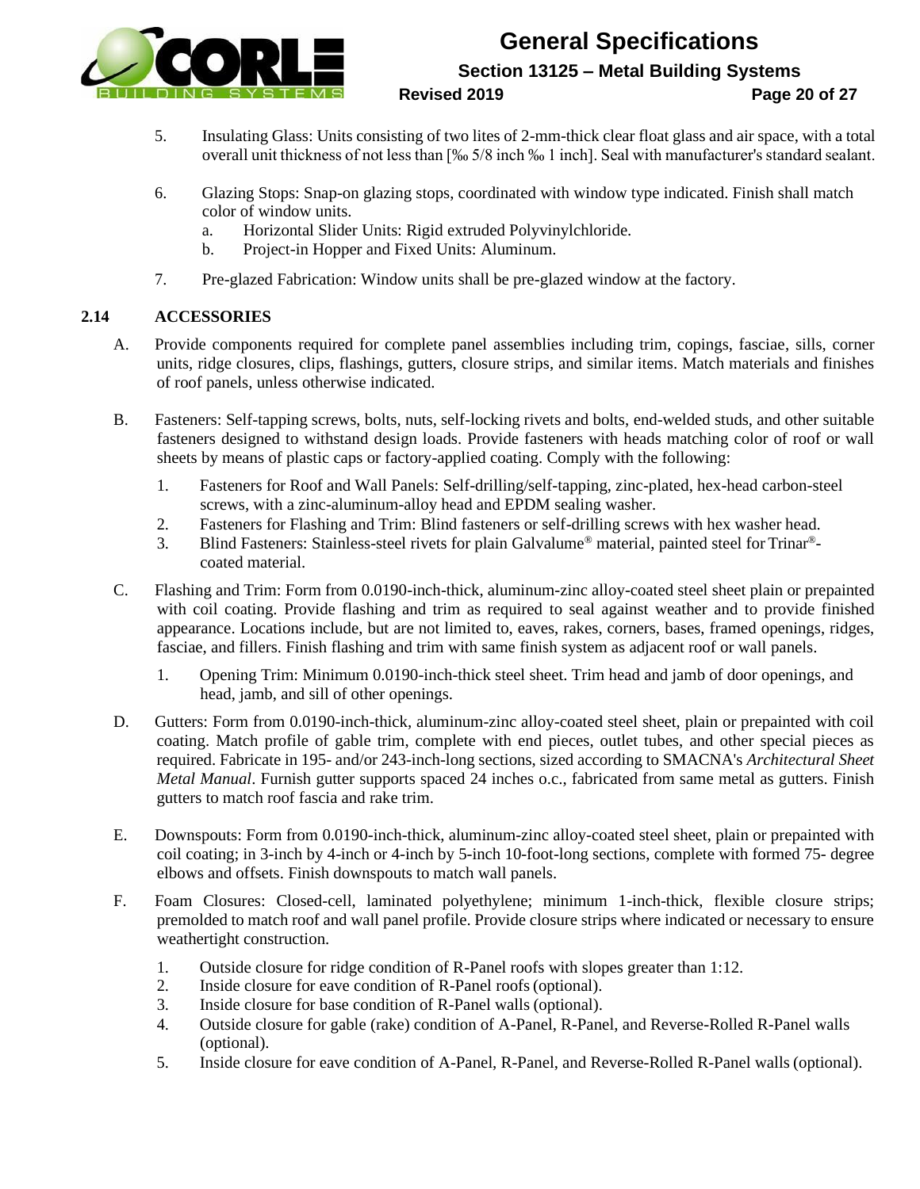5. Insulating Glass: Units consisting of two lites of 2-mm-thick clear float glass and air space, with a total overall unit thickness of not less than [‰ 5/8 inch ‰ 1 inch]. Seal with manufacturer's standard sealant.

6. Glazing Stops: Snap-on glazing stops, coordinated with window type indicated. Finish shall match color of window units.
   a. Horizontal Slider Units: Rigid extruded Polyvinylchloride.
   b. Project-in Hopper and Fixed Units: Aluminum.

7. Pre-glazed Fabrication: Window units shall be pre-glazed window at the factory.

### 2.14 ACCESSORIES

A. Provide components required for complete panel assemblies including trim, copings, fasciae, sills, corner units, ridge closures, clips, flashings, gutters, closure strips, and similar items. Match materials and finishes of roof panels, unless otherwise indicated.

B. Fasteners: Self-tapping screws, bolts, nuts, self-locking rivets and bolts, end-welded studs, and other suitable fasteners designed to withstand design loads. Provide fasteners with heads matching color of roof or wall sheets by means of plastic caps or factory-applied coating. Comply with the following:

   1. Fasteners for Roof and Wall Panels: Self-drilling/self-tapping, zinc-plated, hex-head carbon-steel screws, with a zinc-aluminum-alloy head and EPDM sealing washer.
   2. Fasteners for Flashing and Trim: Blind fasteners or self-drilling screws with hex washer head.
   3. Blind Fasteners: Stainless-steel rivets for plain Galvalume® material, painted steel for Trinar®-coated material.

C. Flashing and Trim: Form from 0.0190-inch-thick, aluminum-zinc alloy-coated steel sheet plain or prepainted with coil coating. Provide flashing and trim as required to seal against weather and to provide finished appearance. Locations include, but are not limited to, eaves, rakes, corners, bases, framed openings, ridges, fasciae, and fillers. Finish flashing and trim with same finish system as adjacent roof or wall panels.

   1. Opening Trim: Minimum 0.0190-inch-thick steel sheet. Trim head and jamb of door openings, and head, jamb, and sill of other openings.

D. Gutters: Form from 0.0190-inch-thick, aluminum-zinc alloy-coated steel sheet, plain or prepainted with coil coating. Match profile of gable trim, complete with end pieces, outlet tubes, and other special pieces as required. Fabricate in 195- and/or 243-inch-long sections, sized according to SMACNA's *Architectural Sheet Metal Manual*. Furnish gutter supports spaced 24 inches o.c., fabricated from same metal as gutters. Finish gutters to match roof fascia and rake trim.

E. Downspouts: Form from 0.0190-inch-thick, aluminum-zinc alloy-coated steel sheet, plain or prepainted with coil coating; in 3-inch by 4-inch or 4-inch by 5-inch 10-foot-long sections, complete with formed 75- degree elbows and offsets. Finish downspouts to match wall panels.

F. Foam Closures: Closed-cell, laminated polyethylene; minimum 1-inch-thick, flexible closure strips; premolded to match roof and wall panel profile. Provide closure strips where indicated or necessary to ensure weathertight construction.

   1. Outside closure for ridge condition of R-Panel roofs with slopes greater than 1:12.
   2. Inside closure for eave condition of R-Panel roofs (optional).
   3. Inside closure for base condition of R-Panel walls (optional).
   4. Outside closure for gable (rake) condition of A-Panel, R-Panel, and Reverse-Rolled R-Panel walls (optional).
   5. Inside closure for eave condition of A-Panel, R-Panel, and Reverse-Rolled R-Panel walls (optional).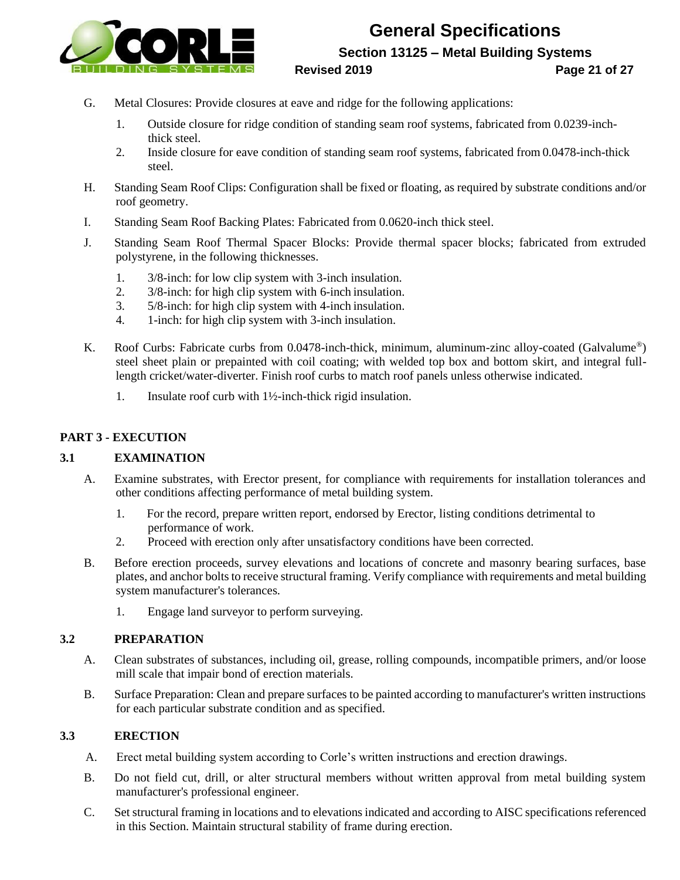G. Metal Closures: Provide closures at eave and ridge for the following applications:

   1. Outside closure for ridge condition of standing seam roof systems, fabricated from 0.0239-inch-thick steel.
   2. Inside closure for eave condition of standing seam roof systems, fabricated from 0.0478-inch-thick steel.

H. Standing Seam Roof Clips: Configuration shall be fixed or floating, as required by substrate conditions and/or roof geometry.

I. Standing Seam Roof Backing Plates: Fabricated from 0.0620-inch thick steel.

J. Standing Seam Roof Thermal Spacer Blocks: Provide thermal spacer blocks; fabricated from extruded polystyrene, in the following thicknesses.

   1. 3/8-inch: for low clip system with 3-inch insulation.
   2. 3/8-inch: for high clip system with 6-inch insulation.
   3. 5/8-inch: for high clip system with 4-inch insulation.
   4. 1-inch: for high clip system with 3-inch insulation.

K. Roof Curbs: Fabricate curbs from 0.0478-inch-thick, minimum, aluminum-zinc alloy-coated (Galvalume®) steel sheet plain or prepainted with coil coating; with welded top box and bottom skirt, and integral full-length cricket/water-diverter. Finish roof curbs to match roof panels unless otherwise indicated.

   1. Insulate roof curb with 1½-inch-thick rigid insulation.

## PART 3 - EXECUTION

### 3.1 EXAMINATION

A. Examine substrates, with Erector present, for compliance with requirements for installation tolerances and other conditions affecting performance of metal building system.

   1. For the record, prepare written report, endorsed by Erector, listing conditions detrimental to performance of work.
   2. Proceed with erection only after unsatisfactory conditions have been corrected.

B. Before erection proceeds, survey elevations and locations of concrete and masonry bearing surfaces, base plates, and anchor bolts to receive structural framing. Verify compliance with requirements and metal building system manufacturer's tolerances.

   1. Engage land surveyor to perform surveying.

### 3.2 PREPARATION

A. Clean substrates of substances, including oil, grease, rolling compounds, incompatible primers, and/or loose mill scale that impair bond of erection materials.

B. Surface Preparation: Clean and prepare surfaces to be painted according to manufacturer's written instructions for each particular substrate condition and as specified.

### 3.3 ERECTION

A. Erect metal building system according to Corle's written instructions and erection drawings.

B. Do not field cut, drill, or alter structural members without written approval from metal building system manufacturer's professional engineer.

C. Set structural framing in locations and to elevations indicated and according to AISC specifications referenced in this Section. Maintain structural stability of frame during erection.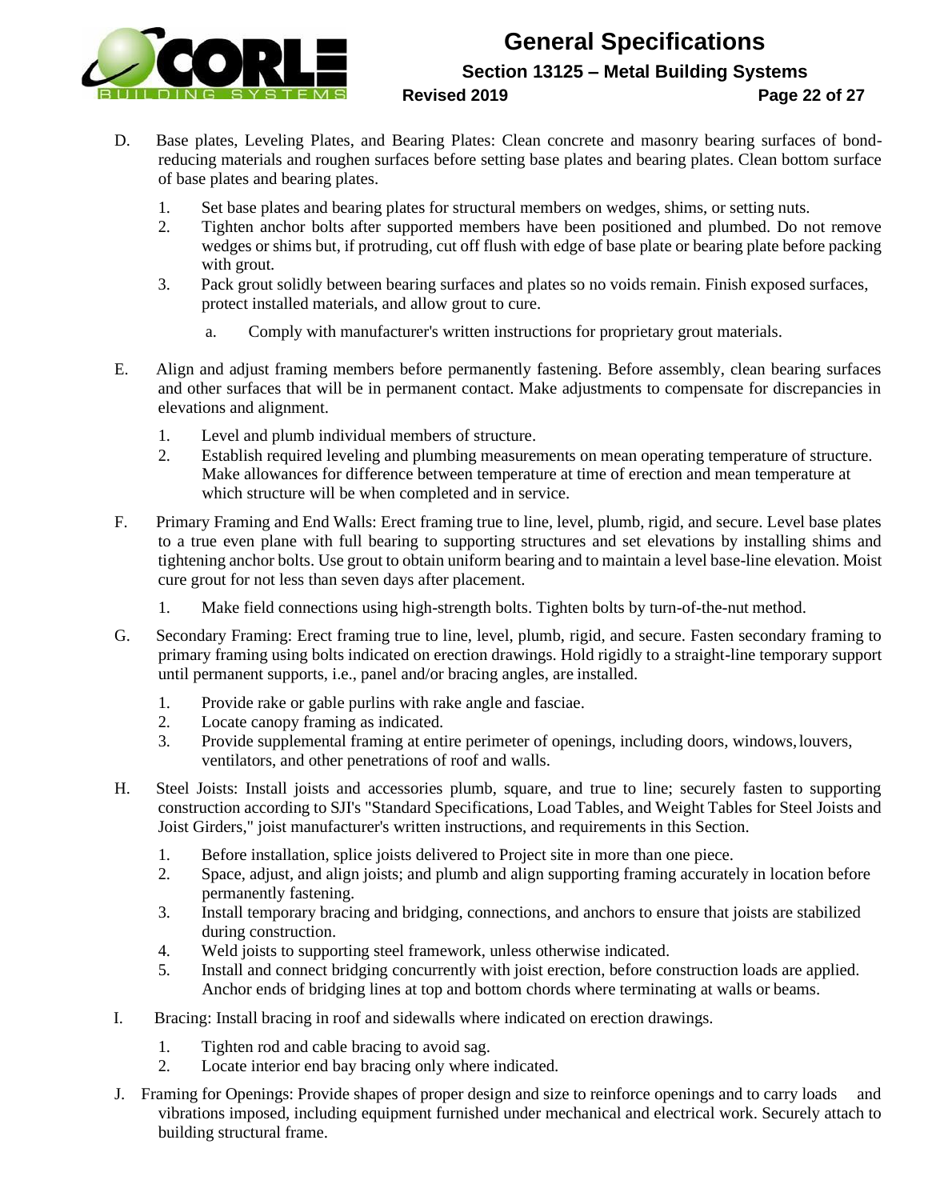D. Base plates, Leveling Plates, and Bearing Plates: Clean concrete and masonry bearing surfaces of bond-reducing materials and roughen surfaces before setting base plates and bearing plates. Clean bottom surface of base plates and bearing plates.

   1. Set base plates and bearing plates for structural members on wedges, shims, or setting nuts.
   2. Tighten anchor bolts after supported members have been positioned and plumbed. Do not remove wedges or shims but, if protruding, cut off flush with edge of base plate or bearing plate before packing with grout.
   3. Pack grout solidly between bearing surfaces and plates so no voids remain. Finish exposed surfaces, protect installed materials, and allow grout to cure.

      a. Comply with manufacturer's written instructions for proprietary grout materials.

E. Align and adjust framing members before permanently fastening. Before assembly, clean bearing surfaces and other surfaces that will be in permanent contact. Make adjustments to compensate for discrepancies in elevations and alignment.

   1. Level and plumb individual members of structure.
   2. Establish required leveling and plumbing measurements on mean operating temperature of structure. Make allowances for difference between temperature at time of erection and mean temperature at which structure will be when completed and in service.

F. Primary Framing and End Walls: Erect framing true to line, level, plumb, rigid, and secure. Level base plates to a true even plane with full bearing to supporting structures and set elevations by installing shims and tightening anchor bolts. Use grout to obtain uniform bearing and to maintain a level base-line elevation. Moist cure grout for not less than seven days after placement.

   1. Make field connections using high-strength bolts. Tighten bolts by turn-of-the-nut method.

G. Secondary Framing: Erect framing true to line, level, plumb, rigid, and secure. Fasten secondary framing to primary framing using bolts indicated on erection drawings. Hold rigidly to a straight-line temporary support until permanent supports, i.e., panel and/or bracing angles, are installed.

   1. Provide rake or gable purlins with rake angle and fasciae.
   2. Locate canopy framing as indicated.
   3. Provide supplemental framing at entire perimeter of openings, including doors, windows, louvers, ventilators, and other penetrations of roof and walls.

H. Steel Joists: Install joists and accessories plumb, square, and true to line; securely fasten to supporting construction according to SJI's "Standard Specifications, Load Tables, and Weight Tables for Steel Joists and Joist Girders," joist manufacturer's written instructions, and requirements in this Section.

   1. Before installation, splice joists delivered to Project site in more than one piece.
   2. Space, adjust, and align joists; and plumb and align supporting framing accurately in location before permanently fastening.
   3. Install temporary bracing and bridging, connections, and anchors to ensure that joists are stabilized during construction.
   4. Weld joists to supporting steel framework, unless otherwise indicated.
   5. Install and connect bridging concurrently with joist erection, before construction loads are applied. Anchor ends of bridging lines at top and bottom chords where terminating at walls or beams.

I. Bracing: Install bracing in roof and sidewalls where indicated on erection drawings.

   1. Tighten rod and cable bracing to avoid sag.
   2. Locate interior end bay bracing only where indicated.

J. Framing for Openings: Provide shapes of proper design and size to reinforce openings and to carry loads and vibrations imposed, including equipment furnished under mechanical and electrical work. Securely attach to building structural frame.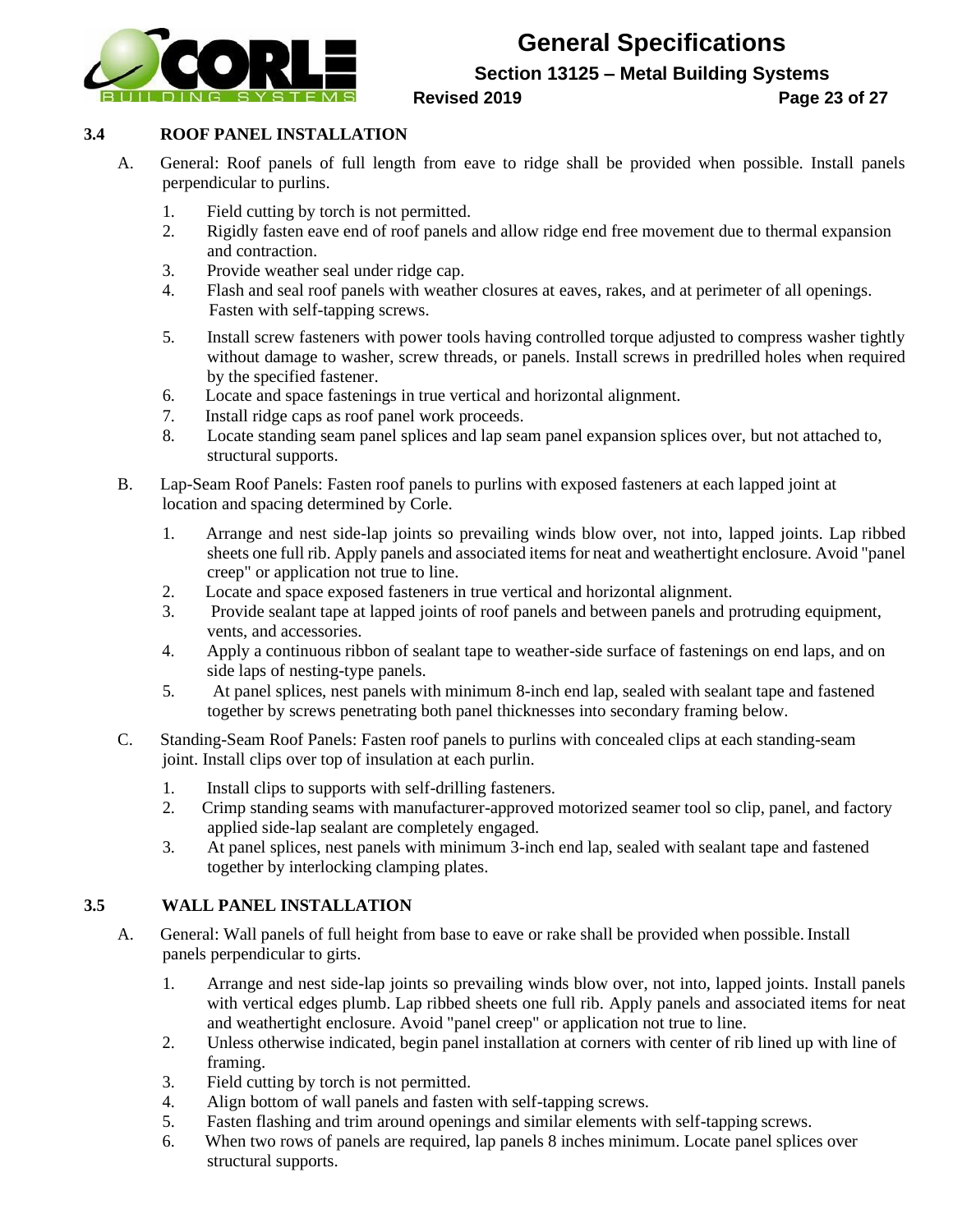### 3.4 ROOF PANEL INSTALLATION

A. General: Roof panels of full length from eave to ridge shall be provided when possible. Install panels perpendicular to purlins.

1. Field cutting by torch is not permitted.
2. Rigidly fasten eave end of roof panels and allow ridge end free movement due to thermal expansion and contraction.
3. Provide weather seal under ridge cap.
4. Flash and seal roof panels with weather closures at eaves, rakes, and at perimeter of all openings. Fasten with self-tapping screws.
5. Install screw fasteners with power tools having controlled torque adjusted to compress washer tightly without damage to washer, screw threads, or panels. Install screws in predrilled holes when required by the specified fastener.
6. Locate and space fastenings in true vertical and horizontal alignment.
7. Install ridge caps as roof panel work proceeds.
8. Locate standing seam panel splices and lap seam panel expansion splices over, but not attached to, structural supports.

B. Lap-Seam Roof Panels: Fasten roof panels to purlins with exposed fasteners at each lapped joint at location and spacing determined by Corle.

1. Arrange and nest side-lap joints so prevailing winds blow over, not into, lapped joints. Lap ribbed sheets one full rib. Apply panels and associated items for neat and weathertight enclosure. Avoid "panel creep" or application not true to line.
2. Locate and space exposed fasteners in true vertical and horizontal alignment.
3. Provide sealant tape at lapped joints of roof panels and between panels and protruding equipment, vents, and accessories.
4. Apply a continuous ribbon of sealant tape to weather-side surface of fastenings on end laps, and on side laps of nesting-type panels.
5. At panel splices, nest panels with minimum 8-inch end lap, sealed with sealant tape and fastened together by screws penetrating both panel thicknesses into secondary framing below.

C. Standing-Seam Roof Panels: Fasten roof panels to purlins with concealed clips at each standing-seam joint. Install clips over top of insulation at each purlin.

1. Install clips to supports with self-drilling fasteners.
2. Crimp standing seams with manufacturer-approved motorized seamer tool so clip, panel, and factory applied side-lap sealant are completely engaged.
3. At panel splices, nest panels with minimum 3-inch end lap, sealed with sealant tape and fastened together by interlocking clamping plates.

### 3.5 WALL PANEL INSTALLATION

A. General: Wall panels of full height from base to eave or rake shall be provided when possible. Install panels perpendicular to girts.

1. Arrange and nest side-lap joints so prevailing winds blow over, not into, lapped joints. Install panels with vertical edges plumb. Lap ribbed sheets one full rib. Apply panels and associated items for neat and weathertight enclosure. Avoid "panel creep" or application not true to line.
2. Unless otherwise indicated, begin panel installation at corners with center of rib lined up with line of framing.
3. Field cutting by torch is not permitted.
4. Align bottom of wall panels and fasten with self-tapping screws.
5. Fasten flashing and trim around openings and similar elements with self-tapping screws.
6. When two rows of panels are required, lap panels 8 inches minimum. Locate panel splices over structural supports.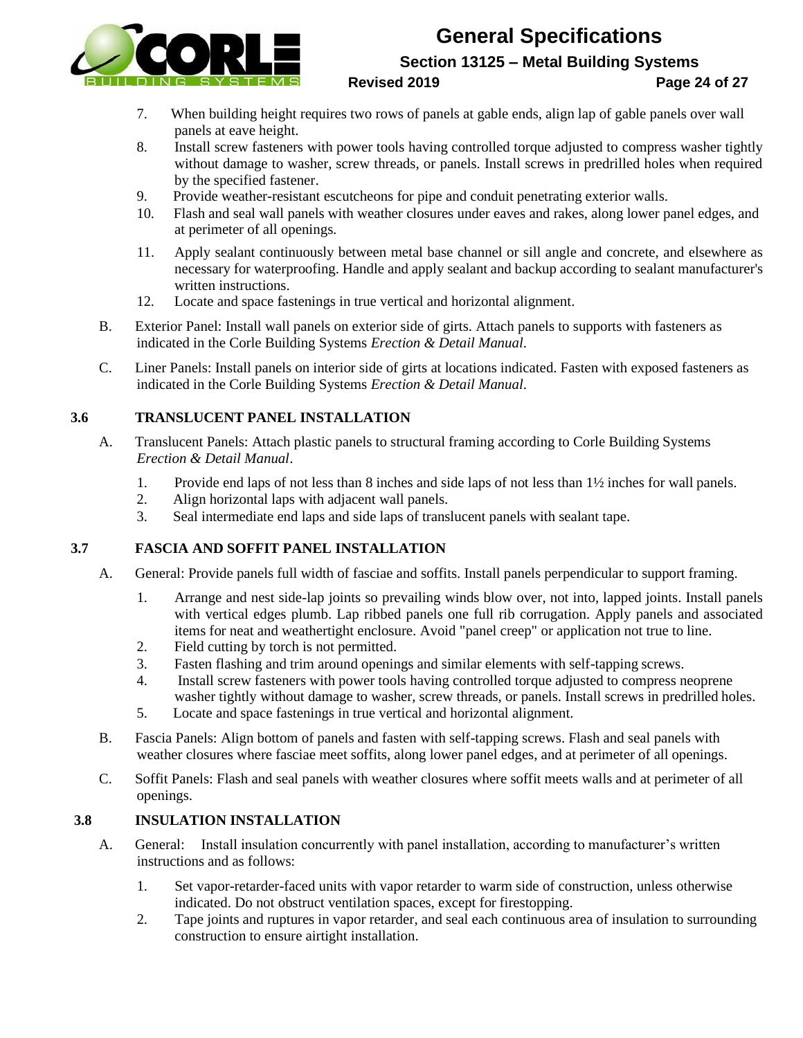7. When building height requires two rows of panels at gable ends, align lap of gable panels over wall panels at eave height.
8. Install screw fasteners with power tools having controlled torque adjusted to compress washer tightly without damage to washer, screw threads, or panels. Install screws in predrilled holes when required by the specified fastener.
9. Provide weather-resistant escutcheons for pipe and conduit penetrating exterior walls.
10. Flash and seal wall panels with weather closures under eaves and rakes, along lower panel edges, and at perimeter of all openings.
11. Apply sealant continuously between metal base channel or sill angle and concrete, and elsewhere as necessary for waterproofing. Handle and apply sealant and backup according to sealant manufacturer's written instructions.
12. Locate and space fastenings in true vertical and horizontal alignment.

B. Exterior Panel: Install wall panels on exterior side of girts. Attach panels to supports with fasteners as indicated in the Corle Building Systems *Erection & Detail Manual*.

C. Liner Panels: Install panels on interior side of girts at locations indicated. Fasten with exposed fasteners as indicated in the Corle Building Systems *Erection & Detail Manual*.

## 3.6 TRANSLUCENT PANEL INSTALLATION

A. Translucent Panels: Attach plastic panels to structural framing according to Corle Building Systems *Erection & Detail Manual*.

1. Provide end laps of not less than 8 inches and side laps of not less than 1½ inches for wall panels.
2. Align horizontal laps with adjacent wall panels.
3. Seal intermediate end laps and side laps of translucent panels with sealant tape.

## 3.7 FASCIA AND SOFFIT PANEL INSTALLATION

A. General: Provide panels full width of fasciae and soffits. Install panels perpendicular to support framing.

1. Arrange and nest side-lap joints so prevailing winds blow over, not into, lapped joints. Install panels with vertical edges plumb. Lap ribbed panels one full rib corrugation. Apply panels and associated items for neat and weathertight enclosure. Avoid "panel creep" or application not true to line.
2. Field cutting by torch is not permitted.
3. Fasten flashing and trim around openings and similar elements with self-tapping screws.
4. Install screw fasteners with power tools having controlled torque adjusted to compress neoprene washer tightly without damage to washer, screw threads, or panels. Install screws in predrilled holes.
5. Locate and space fastenings in true vertical and horizontal alignment.

B. Fascia Panels: Align bottom of panels and fasten with self-tapping screws. Flash and seal panels with weather closures where fasciae meet soffits, along lower panel edges, and at perimeter of all openings.

C. Soffit Panels: Flash and seal panels with weather closures where soffit meets walls and at perimeter of all openings.

## 3.8 INSULATION INSTALLATION

A. General: Install insulation concurrently with panel installation, according to manufacturer's written instructions and as follows:

1. Set vapor-retarder-faced units with vapor retarder to warm side of construction, unless otherwise indicated. Do not obstruct ventilation spaces, except for firestopping.
2. Tape joints and ruptures in vapor retarder, and seal each continuous area of insulation to surrounding construction to ensure airtight installation.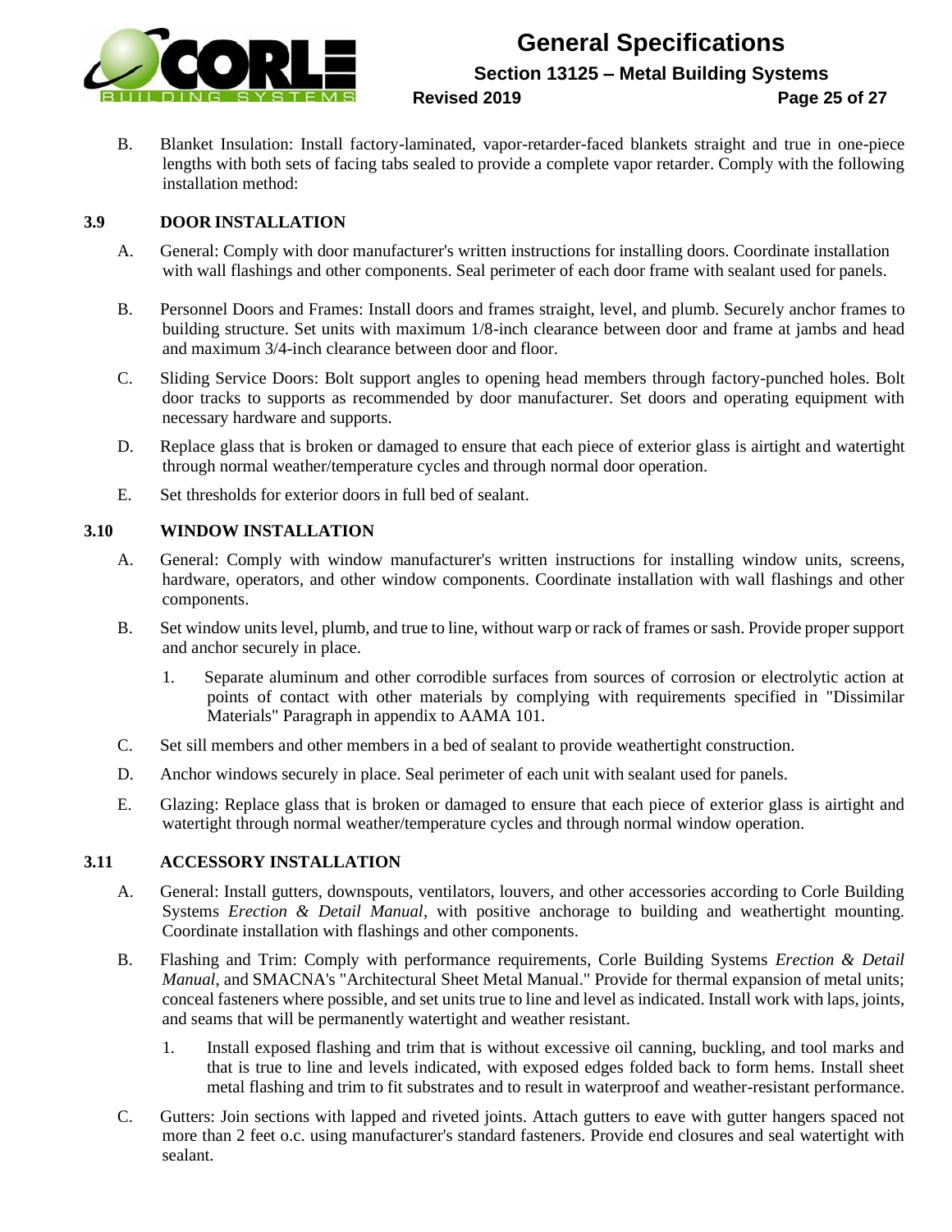B. Blanket Insulation: Install factory-laminated, vapor-retarder-faced blankets straight and true in one-piece lengths with both sets of facing tabs sealed to provide a complete vapor retarder. Comply with the following installation method:

### 3.9 DOOR INSTALLATION

A. General: Comply with door manufacturer's written instructions for installing doors. Coordinate installation with wall flashings and other components. Seal perimeter of each door frame with sealant used for panels.

B. Personnel Doors and Frames: Install doors and frames straight, level, and plumb. Securely anchor frames to building structure. Set units with maximum 1/8-inch clearance between door and frame at jambs and head and maximum 3/4-inch clearance between door and floor.

C. Sliding Service Doors: Bolt support angles to opening head members through factory-punched holes. Bolt door tracks to supports as recommended by door manufacturer. Set doors and operating equipment with necessary hardware and supports.

D. Replace glass that is broken or damaged to ensure that each piece of exterior glass is airtight and watertight through normal weather/temperature cycles and through normal door operation.

E. Set thresholds for exterior doors in full bed of sealant.

### 3.10 WINDOW INSTALLATION

A. General: Comply with window manufacturer's written instructions for installing window units, screens, hardware, operators, and other window components. Coordinate installation with wall flashings and other components.

B. Set window units level, plumb, and true to line, without warp or rack of frames or sash. Provide proper support and anchor securely in place.

   1. Separate aluminum and other corrodible surfaces from sources of corrosion or electrolytic action at points of contact with other materials by complying with requirements specified in "Dissimilar Materials" Paragraph in appendix to AAMA 101.

C. Set sill members and other members in a bed of sealant to provide weathertight construction.

D. Anchor windows securely in place. Seal perimeter of each unit with sealant used for panels.

E. Glazing: Replace glass that is broken or damaged to ensure that each piece of exterior glass is airtight and watertight through normal weather/temperature cycles and through normal window operation.

### 3.11 ACCESSORY INSTALLATION

A. General: Install gutters, downspouts, ventilators, louvers, and other accessories according to Corle Building Systems *Erection & Detail Manual*, with positive anchorage to building and weathertight mounting. Coordinate installation with flashings and other components.

B. Flashing and Trim: Comply with performance requirements, Corle Building Systems *Erection & Detail Manual*, and SMACNA's "Architectural Sheet Metal Manual." Provide for thermal expansion of metal units; conceal fasteners where possible, and set units true to line and level as indicated. Install work with laps, joints, and seams that will be permanently watertight and weather resistant.

   1. Install exposed flashing and trim that is without excessive oil canning, buckling, and tool marks and that is true to line and levels indicated, with exposed edges folded back to form hems. Install sheet metal flashing and trim to fit substrates and to result in waterproof and weather-resistant performance.

C. Gutters: Join sections with lapped and riveted joints. Attach gutters to eave with gutter hangers spaced not more than 2 feet o.c. using manufacturer's standard fasteners. Provide end closures and seal watertight with sealant.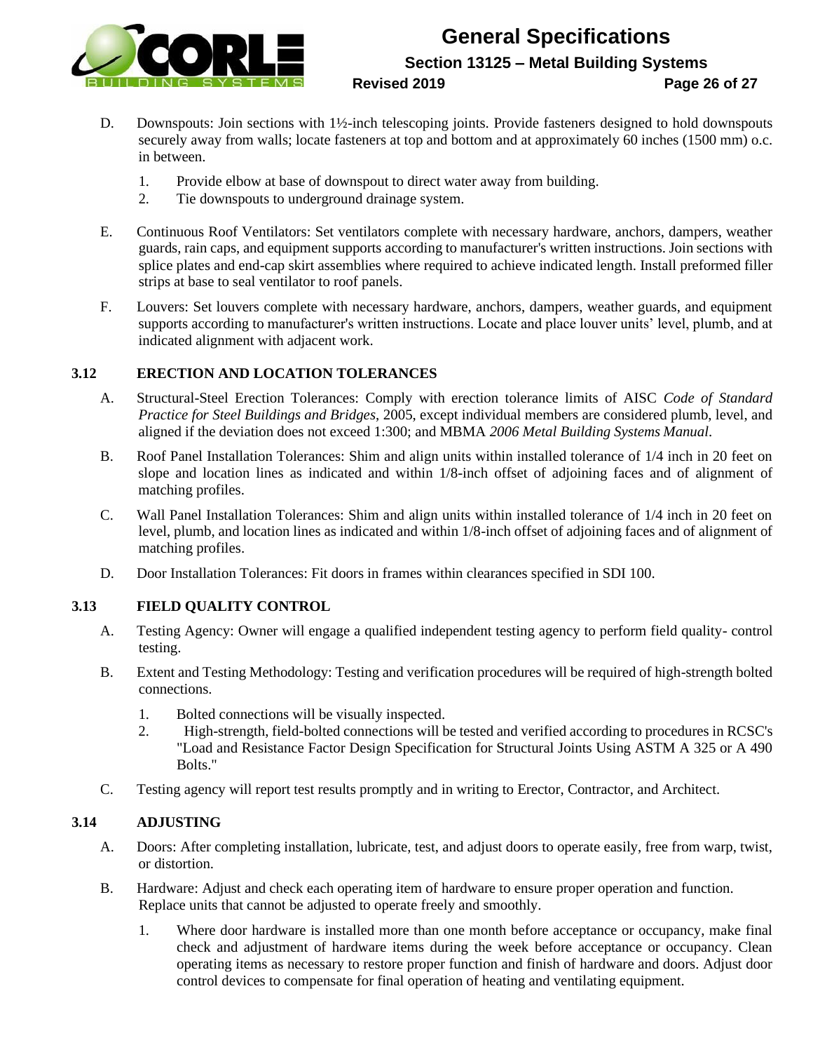D. Downspouts: Join sections with 1½-inch telescoping joints. Provide fasteners designed to hold downspouts securely away from walls; locate fasteners at top and bottom and at approximately 60 inches (1500 mm) o.c. in between.

1. Provide elbow at base of downspout to direct water away from building.
2. Tie downspouts to underground drainage system.

E. Continuous Roof Ventilators: Set ventilators complete with necessary hardware, anchors, dampers, weather guards, rain caps, and equipment supports according to manufacturer's written instructions. Join sections with splice plates and end-cap skirt assemblies where required to achieve indicated length. Install preformed filler strips at base to seal ventilator to roof panels.

F. Louvers: Set louvers complete with necessary hardware, anchors, dampers, weather guards, and equipment supports according to manufacturer's written instructions. Locate and place louver units' level, plumb, and at indicated alignment with adjacent work.

## 3.12 ERECTION AND LOCATION TOLERANCES

A. Structural-Steel Erection Tolerances: Comply with erection tolerance limits of AISC *Code of Standard Practice for Steel Buildings and Bridges*, 2005, except individual members are considered plumb, level, and aligned if the deviation does not exceed 1:300; and MBMA *2006 Metal Building Systems Manual*.

B. Roof Panel Installation Tolerances: Shim and align units within installed tolerance of 1/4 inch in 20 feet on slope and location lines as indicated and within 1/8-inch offset of adjoining faces and of alignment of matching profiles.

C. Wall Panel Installation Tolerances: Shim and align units within installed tolerance of 1/4 inch in 20 feet on level, plumb, and location lines as indicated and within 1/8-inch offset of adjoining faces and of alignment of matching profiles.

D. Door Installation Tolerances: Fit doors in frames within clearances specified in SDI 100.

## 3.13 FIELD QUALITY CONTROL

A. Testing Agency: Owner will engage a qualified independent testing agency to perform field quality- control testing.

B. Extent and Testing Methodology: Testing and verification procedures will be required of high-strength bolted connections.

1. Bolted connections will be visually inspected.
2. High-strength, field-bolted connections will be tested and verified according to procedures in RCSC's "Load and Resistance Factor Design Specification for Structural Joints Using ASTM A 325 or A 490 Bolts."

C. Testing agency will report test results promptly and in writing to Erector, Contractor, and Architect.

## 3.14 ADJUSTING

A. Doors: After completing installation, lubricate, test, and adjust doors to operate easily, free from warp, twist, or distortion.

B. Hardware: Adjust and check each operating item of hardware to ensure proper operation and function. Replace units that cannot be adjusted to operate freely and smoothly.

1. Where door hardware is installed more than one month before acceptance or occupancy, make final check and adjustment of hardware items during the week before acceptance or occupancy. Clean operating items as necessary to restore proper function and finish of hardware and doors. Adjust door control devices to compensate for final operation of heating and ventilating equipment.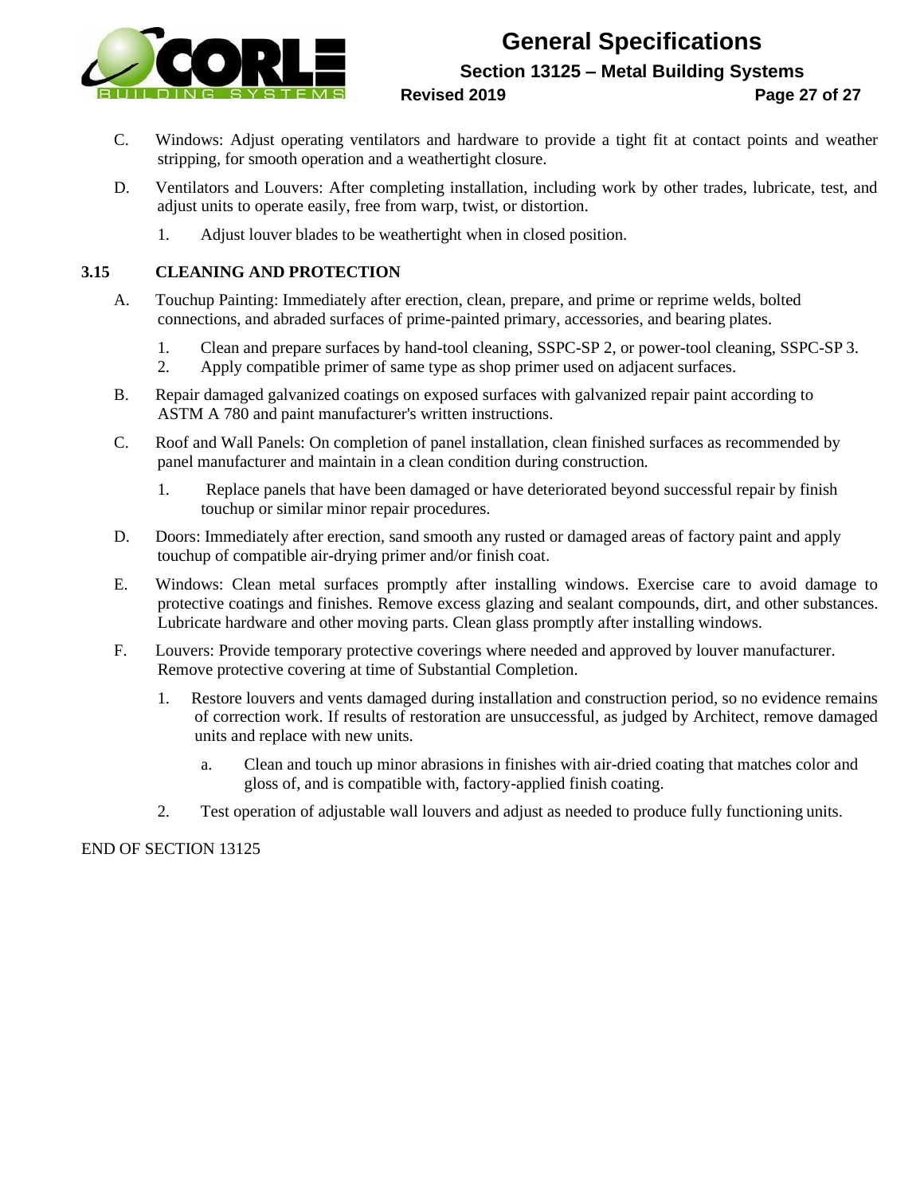C. Windows: Adjust operating ventilators and hardware to provide a tight fit at contact points and weather stripping, for smooth operation and a weathertight closure.

D. Ventilators and Louvers: After completing installation, including work by other trades, lubricate, test, and adjust units to operate easily, free from warp, twist, or distortion.

1. Adjust louver blades to be weathertight when in closed position.

**3.15 CLEANING AND PROTECTION**

A. Touchup Painting: Immediately after erection, clean, prepare, and prime or reprime welds, bolted connections, and abraded surfaces of prime-painted primary, accessories, and bearing plates.

1. Clean and prepare surfaces by hand-tool cleaning, SSPC-SP 2, or power-tool cleaning, SSPC-SP 3.
2. Apply compatible primer of same type as shop primer used on adjacent surfaces.

B. Repair damaged galvanized coatings on exposed surfaces with galvanized repair paint according to ASTM A 780 and paint manufacturer's written instructions.

C. Roof and Wall Panels: On completion of panel installation, clean finished surfaces as recommended by panel manufacturer and maintain in a clean condition during construction.

1. Replace panels that have been damaged or have deteriorated beyond successful repair by finish touchup or similar minor repair procedures.

D. Doors: Immediately after erection, sand smooth any rusted or damaged areas of factory paint and apply touchup of compatible air-drying primer and/or finish coat.

E. Windows: Clean metal surfaces promptly after installing windows. Exercise care to avoid damage to protective coatings and finishes. Remove excess glazing and sealant compounds, dirt, and other substances. Lubricate hardware and other moving parts. Clean glass promptly after installing windows.

F. Louvers: Provide temporary protective coverings where needed and approved by louver manufacturer. Remove protective covering at time of Substantial Completion.

1. Restore louvers and vents damaged during installation and construction period, so no evidence remains of correction work. If results of restoration are unsuccessful, as judged by Architect, remove damaged units and replace with new units.

   a. Clean and touch up minor abrasions in finishes with air-dried coating that matches color and gloss of, and is compatible with, factory-applied finish coating.

2. Test operation of adjustable wall louvers and adjust as needed to produce fully functioning units.

END OF SECTION 13125